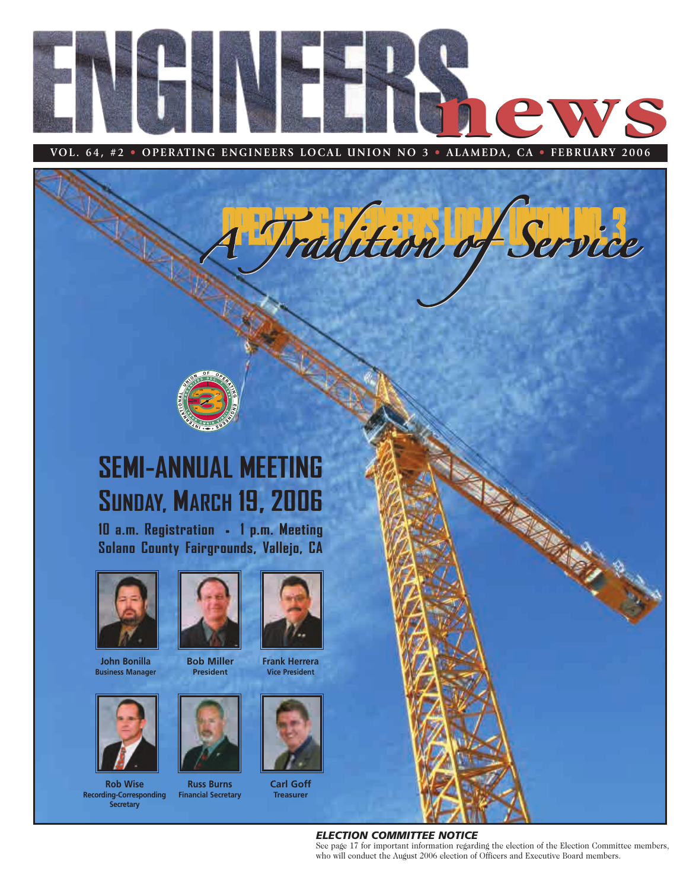# ENGINEERS news

**VOL. 64, #2 • OPERATING ENGINEERS LOCAL UNION NO 3 • ALAMEDA, CA • FEBRUARY 2006**

## OPERATING ENGINEERS LOCAL UNION NO. 3

*A Tradition of Service*

## SEMI-ANNUAL MEETING

## SUNDAY, MARCH 19, 2006

**10 a.m. Registration - 1 p.m. Meeting**

**Solano County Fairgrounds, Vallejo, CA**

**John Bonilla**
Business Manager

**Bob Miller**
President

**Frank Herrera**
Vice President

**Rob Wise**
Recording-Corresponding Secretary

**Russ Burns**
Financial Secretary

**Carl Goff**
Treasurer

### *ELECTION COMMITTEE NOTICE*

See page 17 for important information regarding the election of the Election Committee members, who will conduct the August 2006 election of Officers and Executive Board members.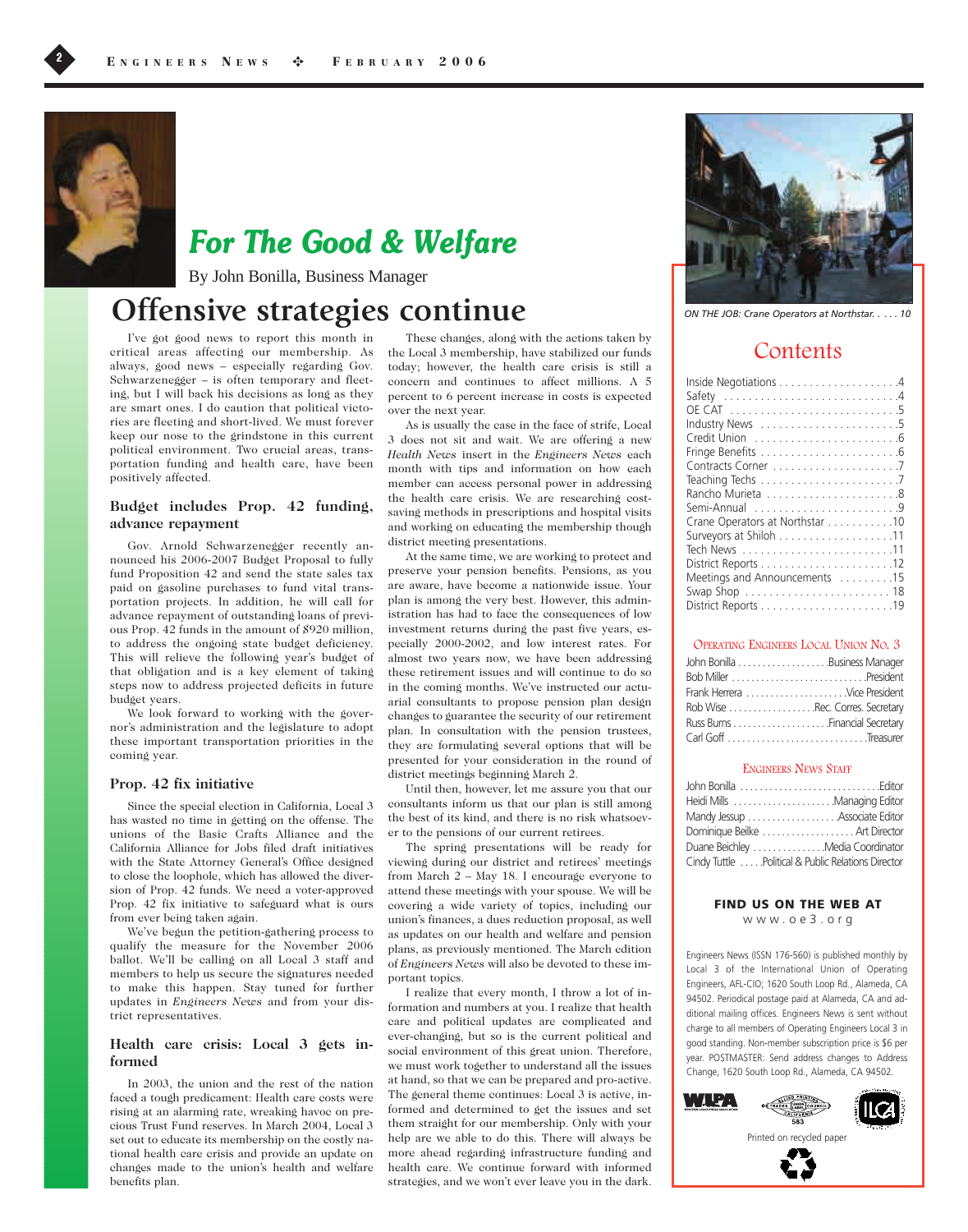## For The Good & Welfare

By John Bonilla, Business Manager

# Offensive strategies continue

I've got good news to report this month in critical areas affecting our membership. As always, good news – especially regarding Gov. Schwarzenegger – is often temporary and fleeting, but I will back his decisions as long as they are smart ones. I do caution that political victories are fleeting and short-lived. We must forever keep our nose to the grindstone in this current political environment. Two crucial areas, transportation funding and health care, have been positively affected.

### Budget includes Prop. 42 funding, advance repayment

Gov. Arnold Schwarzenegger recently announced his 2006-2007 Budget Proposal to fully fund Proposition 42 and send the state sales tax paid on gasoline purchases to fund vital transportation projects. In addition, he will call for advance repayment of outstanding loans of previous Prop. 42 funds in the amount of $920 million, to address the ongoing state budget deficiency. This will relieve the following year's budget of that obligation and is a key element of taking steps now to address projected deficits in future budget years.

We look forward to working with the governor's administration and the legislature to adopt these important transportation priorities in the coming year.

### Prop. 42 fix initiative

Since the special election in California, Local 3 has wasted no time in getting on the offense. The unions of the Basic Crafts Alliance and the California Alliance for Jobs filed draft initiatives with the State Attorney General's Office designed to close the loophole, which has allowed the diversion of Prop. 42 funds. We need a voter-approved Prop. 42 fix initiative to safeguard what is ours from ever being taken again.

We've begun the petition-gathering process to qualify the measure for the November 2006 ballot. We'll be calling on all Local 3 staff and members to help us secure the signatures needed to make this happen. Stay tuned for further updates in *Engineers News* and from your district representatives.

### Health care crisis: Local 3 gets informed

In 2003, the union and the rest of the nation faced a tough predicament: Health care costs were rising at an alarming rate, wreaking havoc on precious Trust Fund reserves. In March 2004, Local 3 set out to educate its membership on the costly national health care crisis and provide an update on changes made to the union's health and welfare benefits plan.

These changes, along with the actions taken by the Local 3 membership, have stabilized our funds today; however, the health care crisis is still a concern and continues to affect millions. A 5 percent to 6 percent increase in costs is expected over the next year.

As is usually the case in the face of strife, Local 3 does not sit and wait. We are offering a new *Health News* insert in the *Engineers News* each month with tips and information on how each member can access personal power in addressing the health care crisis. We are researching cost-saving methods in prescriptions and hospital visits and working on educating the membership though district meeting presentations.

At the same time, we are working to protect and preserve your pension benefits. Pensions, as you are aware, have become a nationwide issue. Your plan is among the very best. However, this administration has had to face the consequences of low investment returns during the past five years, especially 2000-2002, and low interest rates. For almost two years now, we have been addressing these retirement issues and will continue to do so in the coming months. We've instructed our actuarial consultants to propose pension plan design changes to guarantee the security of our retirement plan. In consultation with the pension trustees, they are formulating several options that will be presented for your consideration in the round of district meetings beginning March 2.

Until then, however, let me assure you that our consultants inform us that our plan is still among the best of its kind, and there is no risk whatsoever to the pensions of our current retirees.

The spring presentations will be ready for viewing during our district and retirees' meetings from March 2 – May 18. I encourage everyone to attend these meetings with your spouse. We will be covering a wide variety of topics, including our union's finances, a dues reduction proposal, as well as updates on our health and welfare and pension plans, as previously mentioned. The March edition of *Engineers News* will also be devoted to these important topics.

I realize that every month, I throw a lot of information and numbers at you. I realize that health care and political updates are complicated and ever-changing, but so is the current political and social environment of this great union. Therefore, we must work together to understand all the issues at hand, so that we can be prepared and pro-active. The general theme continues: Local 3 is active, informed and determined to get the issues and set them straight for our membership. Only with your help are we able to do this. There will always be more ahead regarding infrastructure funding and health care. We continue forward with informed strategies, and we won't ever leave you in the dark.

---

*ON THE JOB: Crane Operators at Northstar. . . . 10*

## Contents

| | |
|---|---|
| Inside Negotiations | 4 |
| Safety | 4 |
| OE CAT | 5 |
| Industry News | 5 |
| Credit Union | 6 |
| Fringe Benefits | 6 |
| Contracts Corner | 7 |
| Teaching Techs | 7 |
| Rancho Murieta | 8 |
| Semi-Annual | 9 |
| Crane Operators at Northstar | 10 |
| Surveyors at Shiloh | 11 |
| Tech News | 11 |
| District Reports | 12 |
| Meetings and Announcements | 15 |
| Swap Shop | 18 |
| District Reports | 19 |

### Operating Engineers Local Union No. 3

| | |
|---|---|
| John Bonilla | Business Manager |
| Bob Miller | President |
| Frank Herrera | Vice President |
| Rob Wise | Rec. Corres. Secretary |
| Russ Burns | Financial Secretary |
| Carl Goff | Treasurer |

### Engineers News Staff

| | |
|---|---|
| John Bonilla | Editor |
| Heidi Mills | Managing Editor |
| Mandy Jessup | Associate Editor |
| Dominique Beilke | Art Director |
| Duane Beichley | Media Coordinator |
| Cindy Tuttle | Political & Public Relations Director |

**FIND US ON THE WEB AT**
www.oe3.org

Engineers News (ISSN 176-560) is published monthly by Local 3 of the International Union of Operating Engineers, AFL-CIO; 1620 South Loop Rd., Alameda, CA 94502. Periodical postage paid at Alameda, CA and additional mailing offices. Engineers News is sent without charge to all members of Operating Engineers Local 3 in good standing. Non-member subscription price is $6 per year. POSTMASTER: Send address changes to Address Change, 1620 South Loop Rd., Alameda, CA 94502.

Printed on recycled paper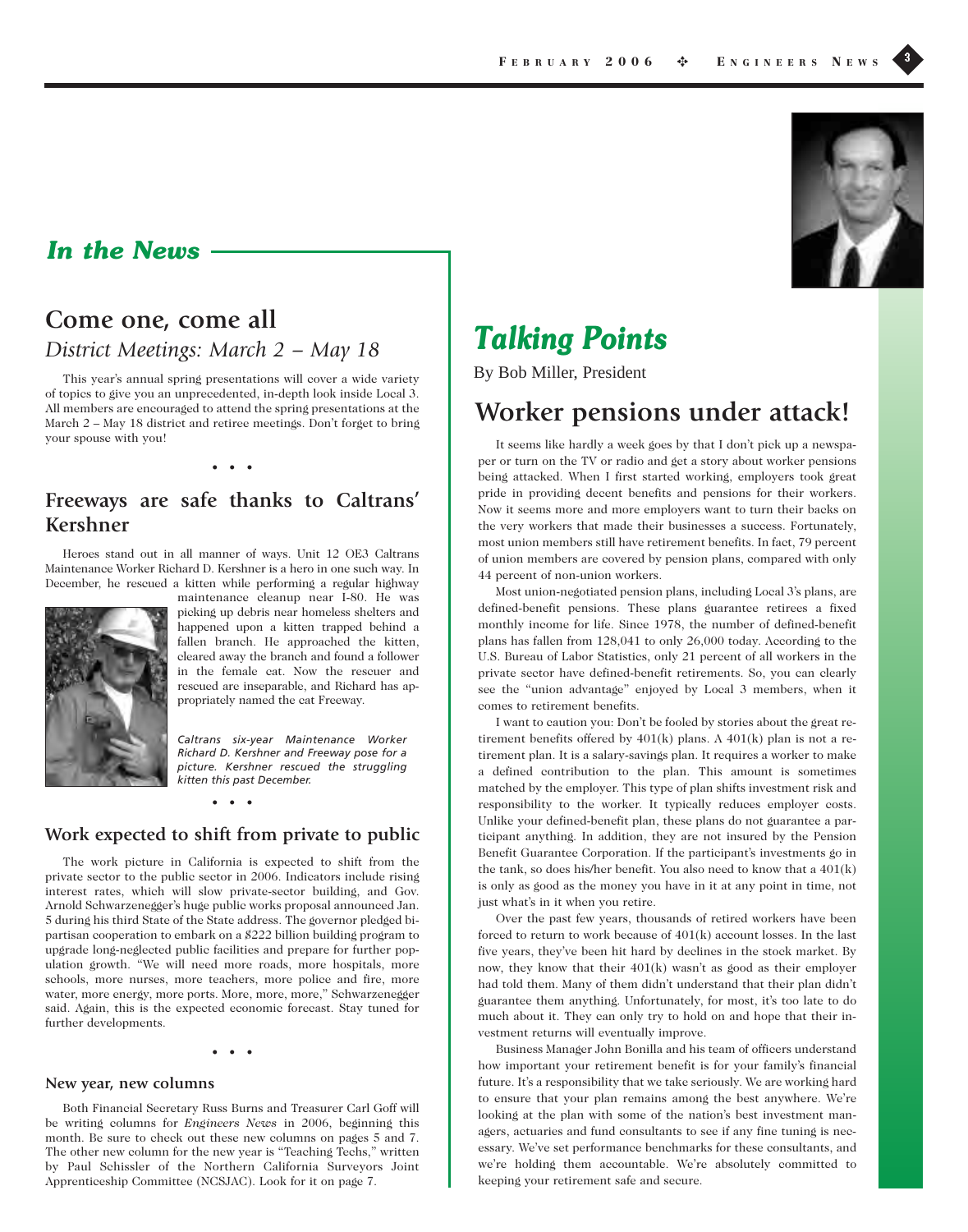## *In the News*

## Come one, come all

### *District Meetings: March 2 – May 18*

This year's annual spring presentations will cover a wide variety of topics to give you an unprecedented, in-depth look inside Local 3. All members are encouraged to attend the spring presentations at the March 2 – May 18 district and retiree meetings. Don't forget to bring your spouse with you!

• • •

## Freeways are safe thanks to Caltrans' Kershner

Heroes stand out in all manner of ways. Unit 12 OE3 Caltrans Maintenance Worker Richard D. Kershner is a hero in one such way. In December, he rescued a kitten while performing a regular highway maintenance cleanup near I-80. He was picking up debris near homeless shelters and happened upon a kitten trapped behind a fallen branch. He approached the kitten, cleared away the branch and found a follower in the female cat. Now the rescuer and rescued are inseparable, and Richard has appropriately named the cat Freeway.

*Caltrans six-year Maintenance Worker Richard D. Kershner and Freeway pose for a picture. Kershner rescued the struggling kitten this past December.*

• • •

### Work expected to shift from private to public

The work picture in California is expected to shift from the private sector to the public sector in 2006. Indicators include rising interest rates, which will slow private-sector building, and Gov. Arnold Schwarzenegger's huge public works proposal announced Jan. 5 during his third State of the State address. The governor pledged bipartisan cooperation to embark on a $222 billion building program to upgrade long-neglected public facilities and prepare for further population growth. "We will need more roads, more hospitals, more schools, more nurses, more teachers, more police and fire, more water, more energy, more ports. More, more, more," Schwarzenegger said. Again, this is the expected economic forecast. Stay tuned for further developments.

• • •

#### New year, new columns

Both Financial Secretary Russ Burns and Treasurer Carl Goff will be writing columns for *Engineers News* in 2006, beginning this month. Be sure to check out these new columns on pages 5 and 7. The other new column for the new year is "Teaching Techs," written by Paul Schissler of the Northern California Surveyors Joint Apprenticeship Committee (NCSJAC). Look for it on page 7.

## *Talking Points*

By Bob Miller, President

## Worker pensions under attack!

It seems like hardly a week goes by that I don't pick up a newspaper or turn on the TV or radio and get a story about worker pensions being attacked. When I first started working, employers took great pride in providing decent benefits and pensions for their workers. Now it seems more and more employers want to turn their backs on the very workers that made their businesses a success. Fortunately, most union members still have retirement benefits. In fact, 79 percent of union members are covered by pension plans, compared with only 44 percent of non-union workers.

Most union-negotiated pension plans, including Local 3's plans, are defined-benefit pensions. These plans guarantee retirees a fixed monthly income for life. Since 1978, the number of defined-benefit plans has fallen from 128,041 to only 26,000 today. According to the U.S. Bureau of Labor Statistics, only 21 percent of all workers in the private sector have defined-benefit retirements. So, you can clearly see the "union advantage" enjoyed by Local 3 members, when it comes to retirement benefits.

I want to caution you: Don't be fooled by stories about the great retirement benefits offered by 401(k) plans. A 401(k) plan is not a retirement plan. It is a salary-savings plan. It requires a worker to make a defined contribution to the plan. This amount is sometimes matched by the employer. This type of plan shifts investment risk and responsibility to the worker. It typically reduces employer costs. Unlike your defined-benefit plan, these plans do not guarantee a participant anything. In addition, they are not insured by the Pension Benefit Guarantee Corporation. If the participant's investments go in the tank, so does his/her benefit. You also need to know that a 401(k) is only as good as the money you have in it at any point in time, not just what's in it when you retire.

Over the past few years, thousands of retired workers have been forced to return to work because of 401(k) account losses. In the last five years, they've been hit hard by declines in the stock market. By now, they know that their 401(k) wasn't as good as their employer had told them. Many of them didn't understand that their plan didn't guarantee them anything. Unfortunately, for most, it's too late to do much about it. They can only try to hold on and hope that their investment returns will eventually improve.

Business Manager John Bonilla and his team of officers understand how important your retirement benefit is for your family's financial future. It's a responsibility that we take seriously. We are working hard to ensure that your plan remains among the best anywhere. We're looking at the plan with some of the nation's best investment managers, actuaries and fund consultants to see if any fine tuning is necessary. We've set performance benchmarks for these consultants, and we're holding them accountable. We're absolutely committed to keeping your retirement safe and secure.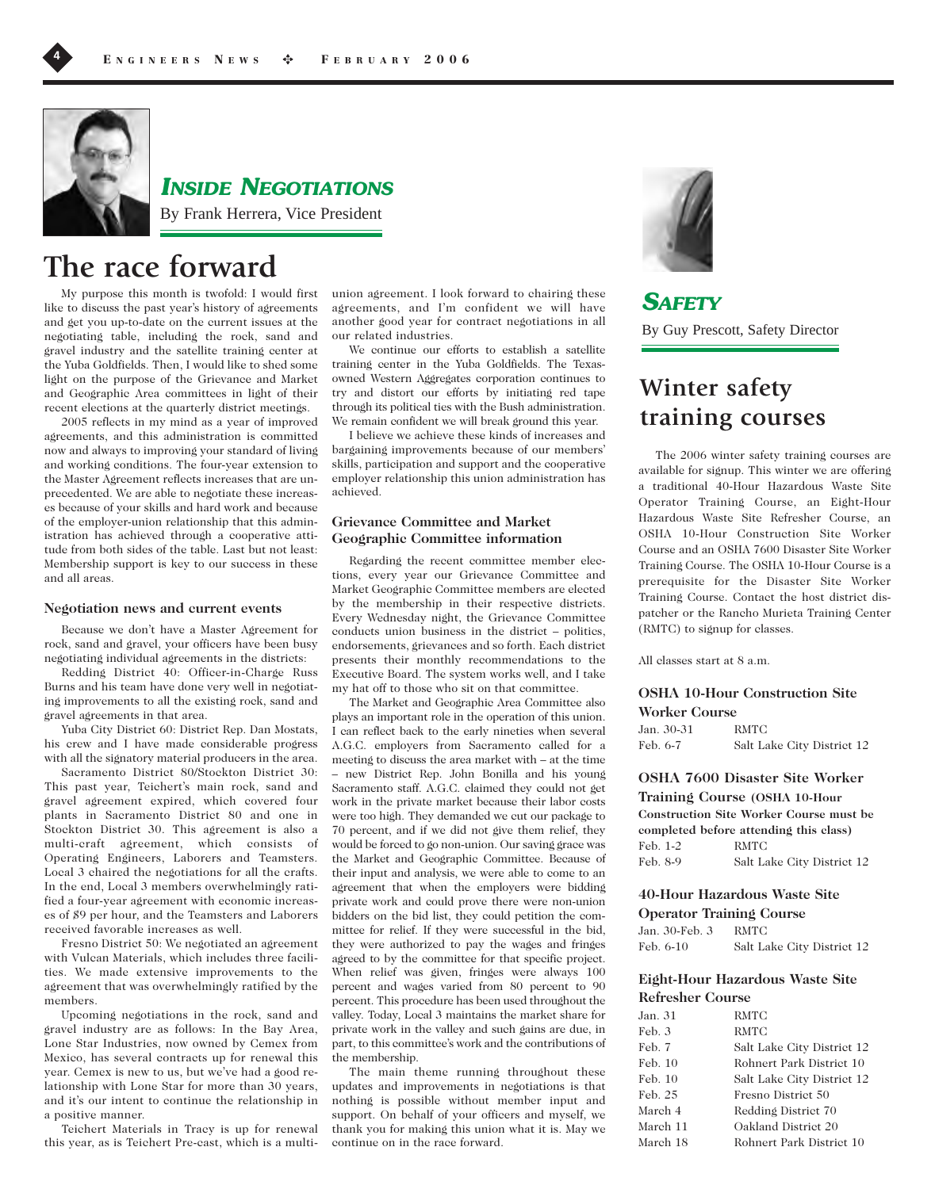## *INSIDE NEGOTIATIONS*

By Frank Herrera, Vice President

# The race forward

My purpose this month is twofold: I would first like to discuss the past year's history of agreements and get you up-to-date on the current issues at the negotiating table, including the rock, sand and gravel industry and the satellite training center at the Yuba Goldfields. Then, I would like to shed some light on the purpose of the Grievance and Market and Geographic Area committees in light of their recent elections at the quarterly district meetings.

2005 reflects in my mind as a year of improved agreements, and this administration is committed now and always to improving your standard of living and working conditions. The four-year extension to the Master Agreement reflects increases that are unprecedented. We are able to negotiate these increases because of your skills and hard work and because of the employer-union relationship that this administration has achieved through a cooperative attitude from both sides of the table. Last but not least: Membership support is key to our success in these and all areas.

### Negotiation news and current events

Because we don't have a Master Agreement for rock, sand and gravel, your officers have been busy negotiating individual agreements in the districts:

Redding District 40: Officer-in-Charge Russ Burns and his team have done very well in negotiating improvements to all the existing rock, sand and gravel agreements in that area.

Yuba City District 60: District Rep. Dan Mostats, his crew and I have made considerable progress with all the signatory material producers in the area.

Sacramento District 80/Stockton District 30: This past year, Teichert's main rock, sand and gravel agreement expired, which covered four plants in Sacramento District 80 and one in Stockton District 30. This agreement is also a multi-craft agreement, which consists of Operating Engineers, Laborers and Teamsters. Local 3 chaired the negotiations for all the crafts. In the end, Local 3 members overwhelmingly ratified a four-year agreement with economic increases of $9 per hour, and the Teamsters and Laborers received favorable increases as well.

Fresno District 50: We negotiated an agreement with Vulcan Materials, which includes three facilities. We made extensive improvements to the agreement that was overwhelmingly ratified by the members.

Upcoming negotiations in the rock, sand and gravel industry are as follows: In the Bay Area, Lone Star Industries, now owned by Cemex from Mexico, has several contracts up for renewal this year. Cemex is new to us, but we've had a good relationship with Lone Star for more than 30 years, and it's our intent to continue the relationship in a positive manner.

Teichert Materials in Tracy is up for renewal this year, as is Teichert Pre-cast, which is a multi-union agreement. I look forward to chairing these agreements, and I'm confident we will have another good year for contract negotiations in all our related industries.

We continue our efforts to establish a satellite training center in the Yuba Goldfields. The Texas-owned Western Aggregates corporation continues to try and distort our efforts by initiating red tape through its political ties with the Bush administration. We remain confident we will break ground this year.

I believe we achieve these kinds of increases and bargaining improvements because of our members' skills, participation and support and the cooperative employer relationship this union administration has achieved.

### Grievance Committee and Market Geographic Committee information

Regarding the recent committee member elections, every year our Grievance Committee and Market Geographic Committee members are elected by the membership in their respective districts. Every Wednesday night, the Grievance Committee conducts union business in the district – politics, endorsements, grievances and so forth. Each district presents their monthly recommendations to the Executive Board. The system works well, and I take my hat off to those who sit on that committee.

The Market and Geographic Area Committee also plays an important role in the operation of this union. I can reflect back to the early nineties when several A.G.C. employers from Sacramento called for a meeting to discuss the area market with – at the time – new District Rep. John Bonilla and his young Sacramento staff. A.G.C. claimed they could not get work in the private market because their labor costs were too high. They demanded we cut our package to 70 percent, and if we did not give them relief, they would be forced to go non-union. Our saving grace was the Market and Geographic Committee. Because of their input and analysis, we were able to come to an agreement that when the employers were bidding private work and could prove there were non-union bidders on the bid list, they could petition the committee for relief. If they were successful in the bid, they were authorized to pay the wages and fringes agreed to by the committee for that specific project. When relief was given, fringes were always 100 percent and wages varied from 80 percent to 90 percent. This procedure has been used throughout the valley. Today, Local 3 maintains the market share for private work in the valley and such gains are due, in part, to this committee's work and the contributions of the membership.

The main theme running throughout these updates and improvements in negotiations is that nothing is possible without member input and support. On behalf of your officers and myself, we thank you for making this union what it is. May we continue on in the race forward.

## *SAFETY*

By Guy Prescott, Safety Director

# Winter safety training courses

The 2006 winter safety training courses are available for signup. This winter we are offering a traditional 40-Hour Hazardous Waste Site Operator Training Course, an Eight-Hour Hazardous Waste Site Refresher Course, an OSHA 10-Hour Construction Site Worker Course and an OSHA 7600 Disaster Site Worker Training Course. The OSHA 10-Hour Course is a prerequisite for the Disaster Site Worker Training Course. Contact the host district dispatcher or the Rancho Murieta Training Center (RMTC) to signup for classes.

All classes start at 8 a.m.

### OSHA 10-Hour Construction Site Worker Course

| | |
|---|---|
| Jan. 30-31 | RMTC |
| Feb. 6-7 | Salt Lake City District 12 |

### OSHA 7600 Disaster Site Worker Training Course (OSHA 10-Hour Construction Site Worker Course must be completed before attending this class)

| | |
|---|---|
| Feb. 1-2 | RMTC |
| Feb. 8-9 | Salt Lake City District 12 |

### 40-Hour Hazardous Waste Site Operator Training Course

| | |
|---|---|
| Jan. 30-Feb. 3 | RMTC |
| Feb. 6-10 | Salt Lake City District 12 |

### Eight-Hour Hazardous Waste Site Refresher Course

| | |
|---|---|
| Jan. 31 | RMTC |
| Feb. 3 | RMTC |
| Feb. 7 | Salt Lake City District 12 |
| Feb. 10 | Rohnert Park District 10 |
| Feb. 10 | Salt Lake City District 12 |
| Feb. 25 | Fresno District 50 |
| March 4 | Redding District 70 |
| March 11 | Oakland District 20 |
| March 18 | Rohnert Park District 10 |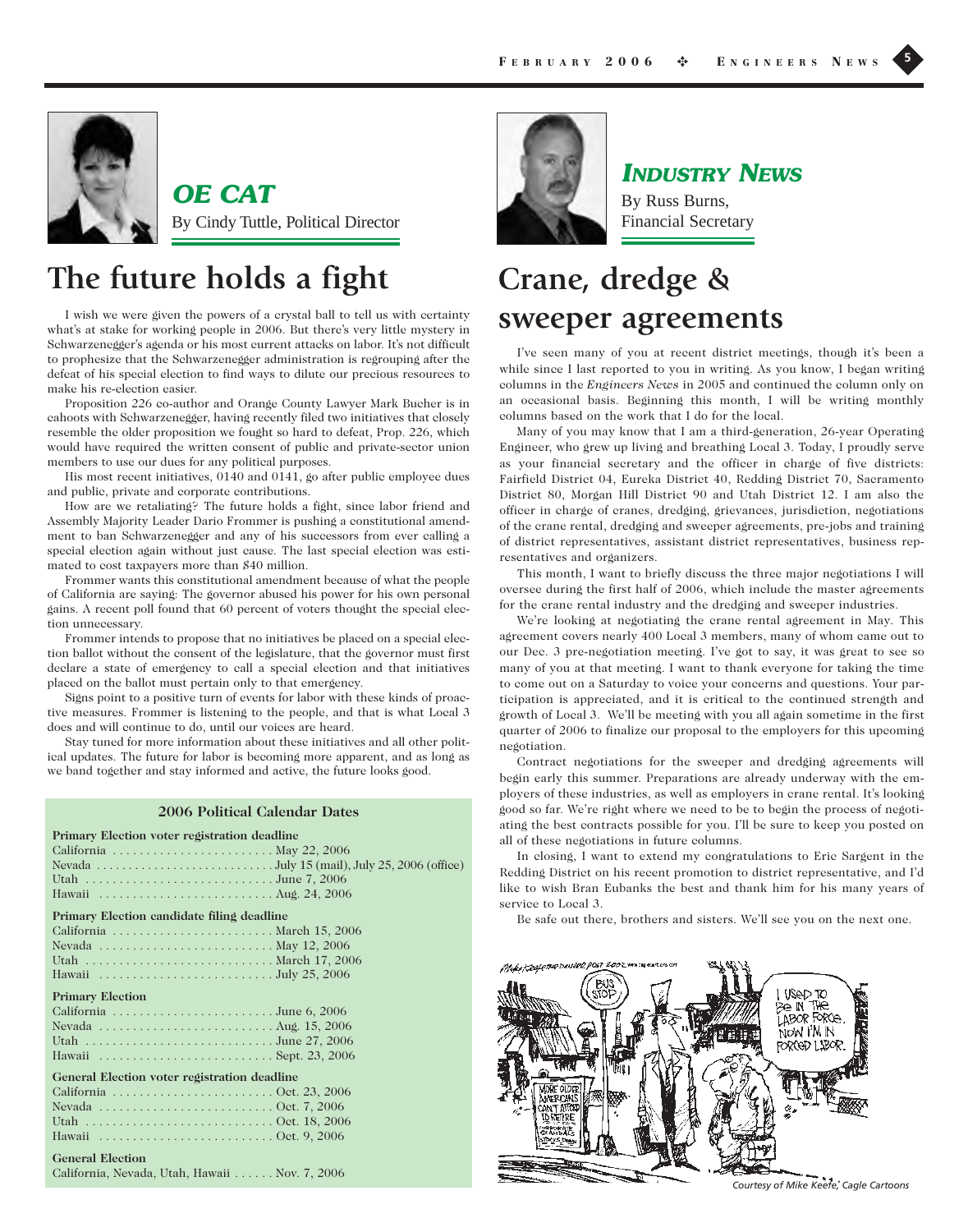## OE CAT

By Cindy Tuttle, Political Director

# The future holds a fight

I wish we were given the powers of a crystal ball to tell us with certainty what's at stake for working people in 2006. But there's very little mystery in Schwarzenegger's agenda or his most current attacks on labor. It's not difficult to prophesize that the Schwarzenegger administration is regrouping after the defeat of his special election to find ways to dilute our precious resources to make his re-election easier.

Proposition 226 co-author and Orange County Lawyer Mark Bucher is in cahoots with Schwarzenegger, having recently filed two initiatives that closely resemble the older proposition we fought so hard to defeat, Prop. 226, which would have required the written consent of public and private-sector union members to use our dues for any political purposes.

His most recent initiatives, 0140 and 0141, go after public employee dues and public, private and corporate contributions.

How are we retaliating? The future holds a fight, since labor friend and Assembly Majority Leader Dario Frommer is pushing a constitutional amendment to ban Schwarzenegger and any of his successors from ever calling a special election again without just cause. The last special election was estimated to cost taxpayers more than $40 million.

Frommer wants this constitutional amendment because of what the people of California are saying: The governor abused his power for his own personal gains. A recent poll found that 60 percent of voters thought the special election unnecessary.

Frommer intends to propose that no initiatives be placed on a special election ballot without the consent of the legislature, that the governor must first declare a state of emergency to call a special election and that initiatives placed on the ballot must pertain only to that emergency.

Signs point to a positive turn of events for labor with these kinds of proactive measures. Frommer is listening to the people, and that is what Local 3 does and will continue to do, until our voices are heard.

Stay tuned for more information about these initiatives and all other political updates. The future for labor is becoming more apparent, and as long as we band together and stay informed and active, the future looks good.

### 2006 Political Calendar Dates

**Primary Election voter registration deadline**

| | |
|---|---|
| California | May 22, 2006 |
| Nevada | July 15 (mail), July 25, 2006 (office) |
| Utah | June 7, 2006 |
| Hawaii | Aug. 24, 2006 |

**Primary Election candidate filing deadline**

| | |
|---|---|
| California | March 15, 2006 |
| Nevada | May 12, 2006 |
| Utah | March 17, 2006 |
| Hawaii | July 25, 2006 |

**Primary Election**

| | |
|---|---|
| California | June 6, 2006 |
| Nevada | Aug. 15, 2006 |
| Utah | June 27, 2006 |
| Hawaii | Sept. 23, 2006 |

**General Election voter registration deadline**

| | |
|---|---|
| California | Oct. 23, 2006 |
| Nevada | Oct. 7, 2006 |
| Utah | Oct. 18, 2006 |
| Hawaii | Oct. 9, 2006 |

**General Election**

California, Nevada, Utah, Hawaii ...... Nov. 7, 2006

## INDUSTRY NEWS

By Russ Burns, Financial Secretary

# Crane, dredge & sweeper agreements

I've seen many of you at recent district meetings, though it's been a while since I last reported to you in writing. As you know, I began writing columns in the *Engineers News* in 2005 and continued the column only on an occasional basis. Beginning this month, I will be writing monthly columns based on the work that I do for the local.

Many of you may know that I am a third-generation, 26-year Operating Engineer, who grew up living and breathing Local 3. Today, I proudly serve as your financial secretary and the officer in charge of five districts: Fairfield District 04, Eureka District 40, Redding District 70, Sacramento District 80, Morgan Hill District 90 and Utah District 12. I am also the officer in charge of cranes, dredging, grievances, jurisdiction, negotiations of the crane rental, dredging and sweeper agreements, pre-jobs and training of district representatives, assistant district representatives, business representatives and organizers.

This month, I want to briefly discuss the three major negotiations I will oversee during the first half of 2006, which include the master agreements for the crane rental industry and the dredging and sweeper industries.

We're looking at negotiating the crane rental agreement in May. This agreement covers nearly 400 Local 3 members, many of whom came out to our Dec. 3 pre-negotiation meeting. I've got to say, it was great to see so many of you at that meeting. I want to thank everyone for taking the time to come out on a Saturday to voice your concerns and questions. Your participation is appreciated, and it is critical to the continued strength and growth of Local 3. We'll be meeting with you all again sometime in the first quarter of 2006 to finalize our proposal to the employers for this upcoming negotiation.

Contract negotiations for the sweeper and dredging agreements will begin early this summer. Preparations are already underway with the employers of these industries, as well as employers in crane rental. It's looking good so far. We're right where we need to be to begin the process of negotiating the best contracts possible for you. I'll be sure to keep you posted on all of these negotiations in future columns.

In closing, I want to extend my congratulations to Eric Sargent in the Redding District on his recent promotion to district representative, and I'd like to wish Bran Eubanks the best and thank him for his many years of service to Local 3.

Be safe out there, brothers and sisters. We'll see you on the next one.

*Courtesy of Mike Keefe, Cagle Cartoons*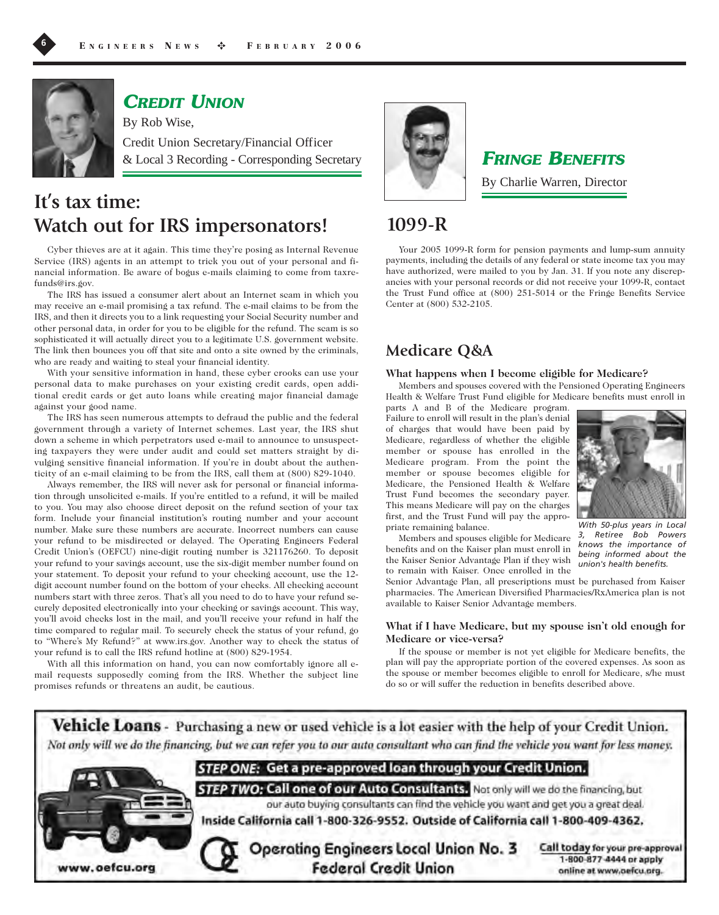## *CREDIT UNION*

By Rob Wise,

Credit Union Secretary/Financial Officer

& Local 3 Recording - Corresponding Secretary

# It's tax time: Watch out for IRS impersonators!

Cyber thieves are at it again. This time they're posing as Internal Revenue Service (IRS) agents in an attempt to trick you out of your personal and financial information. Be aware of bogus e-mails claiming to come from taxrefunds@irs.gov.

The IRS has issued a consumer alert about an Internet scam in which you may receive an e-mail promising a tax refund. The e-mail claims to be from the IRS, and then it directs you to a link requesting your Social Security number and other personal data, in order for you to be eligible for the refund. The scam is so sophisticated it will actually direct you to a legitimate U.S. government website. The link then bounces you off that site and onto a site owned by the criminals, who are ready and waiting to steal your financial identity.

With your sensitive information in hand, these cyber crooks can use your personal data to make purchases on your existing credit cards, open additional credit cards or get auto loans while creating major financial damage against your good name.

The IRS has seen numerous attempts to defraud the public and the federal government through a variety of Internet schemes. Last year, the IRS shut down a scheme in which perpetrators used e-mail to announce to unsuspecting taxpayers they were under audit and could set matters straight by divulging sensitive financial information. If you're in doubt about the authenticity of an e-mail claiming to be from the IRS, call them at (800) 829-1040.

Always remember, the IRS will never ask for personal or financial information through unsolicited e-mails. If you're entitled to a refund, it will be mailed to you. You may also choose direct deposit on the refund section of your tax form. Include your financial institution's routing number and your account number. Make sure these numbers are accurate. Incorrect numbers can cause your refund to be misdirected or delayed. The Operating Engineers Federal Credit Union's (OEFCU) nine-digit routing number is 321176260. To deposit your refund to your savings account, use the six-digit member number found on your statement. To deposit your refund to your checking account, use the 12-digit account number found on the bottom of your checks. All checking account numbers start with three zeros. That's all you need to do to have your refund securely deposited electronically into your checking or savings account. This way, you'll avoid checks lost in the mail, and you'll receive your refund in half the time compared to regular mail. To securely check the status of your refund, go to "Where's My Refund?" at www.irs.gov. Another way to check the status of your refund is to call the IRS refund hotline at (800) 829-1954.

With all this information on hand, you can now comfortably ignore all e-mail requests supposedly coming from the IRS. Whether the subject line promises refunds or threatens an audit, be cautious.

## *FRINGE BENEFITS*

By Charlie Warren, Director

# 1099-R

Your 2005 1099-R form for pension payments and lump-sum annuity payments, including the details of any federal or state income tax you may have authorized, were mailed to you by Jan. 31. If you note any discrepancies with your personal records or did not receive your 1099-R, contact the Trust Fund office at (800) 251-5014 or the Fringe Benefits Service Center at (800) 532-2105.

# Medicare Q&A

### What happens when I become eligible for Medicare?

Members and spouses covered with the Pensioned Operating Engineers Health & Welfare Trust Fund eligible for Medicare benefits must enroll in parts A and B of the Medicare program. Failure to enroll will result in the plan's denial of charges that would have been paid by Medicare, regardless of whether the eligible member or spouse has enrolled in the Medicare program. From the point the member or spouse becomes eligible for Medicare, the Pensioned Health & Welfare Trust Fund becomes the secondary payer. This means Medicare will pay on the charges first, and the Trust Fund will pay the appropriate remaining balance.

*With 50-plus years in Local 3, Retiree Bob Powers knows the importance of being informed about the union's health benefits.*

Members and spouses eligible for Medicare benefits and on the Kaiser plan must enroll in the Kaiser Senior Advantage Plan if they wish to remain with Kaiser. Once enrolled in the Senior Advantage Plan, all prescriptions must be purchased from Kaiser pharmacies. The American Diversified Pharmacies/RxAmerica plan is not available to Kaiser Senior Advantage members.

### What if I have Medicare, but my spouse isn't old enough for Medicare or vice-versa?

If the spouse or member is not yet eligible for Medicare benefits, the plan will pay the appropriate portion of the covered expenses. As soon as the spouse or member becomes eligible to enroll for Medicare, s/he must do so or will suffer the reduction in benefits described above.

**Vehicle Loans** - Purchasing a new or used vehicle is a lot easier with the help of your Credit Union.

*Not only will we do the financing, but we can refer you to our auto consultant who can find the vehicle you want for less money.*

**STEP ONE: Get a pre-approved loan through your Credit Union.**

**STEP TWO: Call one of our Auto Consultants.** Not only will we do the financing, but our auto buying consultants can find the vehicle you want and get you a great deal.

**Inside California call 1-800-326-9552. Outside of California call 1-800-409-4362.**

www.oefcu.org

**Operating Engineers Local Union No. 3 Federal Credit Union**

**Call today** for your pre-approval 1-800-877-4444 or apply online at www.oefcu.org.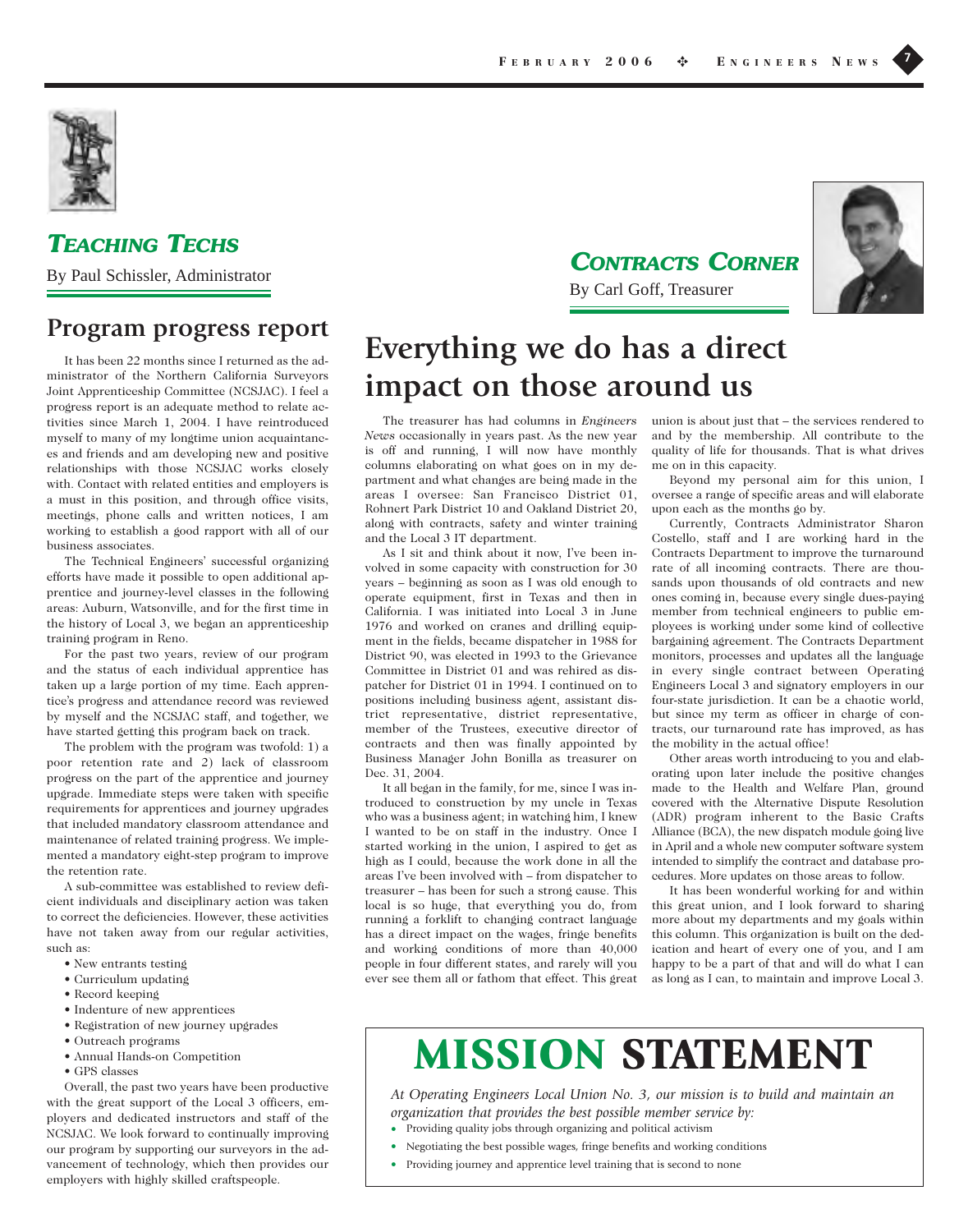## *TEACHING TECHS*

By Paul Schissler, Administrator

### Program progress report

It has been 22 months since I returned as the administrator of the Northern California Surveyors Joint Apprenticeship Committee (NCSJAC). I feel a progress report is an adequate method to relate activities since March 1, 2004. I have reintroduced myself to many of my longtime union acquaintances and friends and am developing new and positive relationships with those NCSJAC works closely with. Contact with related entities and employers is a must in this position, and through office visits, meetings, phone calls and written notices, I am working to establish a good rapport with all of our business associates.

The Technical Engineers' successful organizing efforts have made it possible to open additional apprentice and journey-level classes in the following areas: Auburn, Watsonville, and for the first time in the history of Local 3, we began an apprenticeship training program in Reno.

For the past two years, review of our program and the status of each individual apprentice has taken up a large portion of my time. Each apprentice's progress and attendance record was reviewed by myself and the NCSJAC staff, and together, we have started getting this program back on track.

The problem with the program was twofold: 1) a poor retention rate and 2) lack of classroom progress on the part of the apprentice and journey upgrade. Immediate steps were taken with specific requirements for apprentices and journey upgrades that included mandatory classroom attendance and maintenance of related training progress. We implemented a mandatory eight-step program to improve the retention rate.

A sub-committee was established to review deficient individuals and disciplinary action was taken to correct the deficiencies. However, these activities have not taken away from our regular activities, such as:

- New entrants testing
- Curriculum updating
- Record keeping
- Indenture of new apprentices
- Registration of new journey upgrades
- Outreach programs
- Annual Hands-on Competition
- GPS classes

Overall, the past two years have been productive with the great support of the Local 3 officers, employers and dedicated instructors and staff of the NCSJAC. We look forward to continually improving our program by supporting our surveyors in the advancement of technology, which then provides our employers with highly skilled craftspeople.

## *CONTRACTS CORNER*

By Carl Goff, Treasurer

# Everything we do has a direct impact on those around us

The treasurer has had columns in *Engineers News* occasionally in years past. As the new year is off and running, I will now have monthly columns elaborating on what goes on in my department and what changes are being made in the areas I oversee: San Francisco District 01, Rohnert Park District 10 and Oakland District 20, along with contracts, safety and winter training and the Local 3 IT department.

As I sit and think about it now, I've been involved in some capacity with construction for 30 years – beginning as soon as I was old enough to operate equipment, first in Texas and then in California. I was initiated into Local 3 in June 1976 and worked on cranes and drilling equipment in the fields, became dispatcher in 1988 for District 90, was elected in 1993 to the Grievance Committee in District 01 and was rehired as dispatcher for District 01 in 1994. I continued on to positions including business agent, assistant district representative, district representative, member of the Trustees, executive director of contracts and then was finally appointed by Business Manager John Bonilla as treasurer on Dec. 31, 2004.

It all began in the family, for me, since I was introduced to construction by my uncle in Texas who was a business agent; in watching him, I knew I wanted to be on staff in the industry. Once I started working in the union, I aspired to get as high as I could, because the work done in all the areas I've been involved with – from dispatcher to treasurer – has been for such a strong cause. This local is so huge, that everything you do, from running a forklift to changing contract language has a direct impact on the wages, fringe benefits and working conditions of more than 40,000 people in four different states, and rarely will you ever see them all or fathom that effect. This great union is about just that – the services rendered to and by the membership. All contribute to the quality of life for thousands. That is what drives me on in this capacity.

Beyond my personal aim for this union, I oversee a range of specific areas and will elaborate upon each as the months go by.

Currently, Contracts Administrator Sharon Costello, staff and I are working hard in the Contracts Department to improve the turnaround rate of all incoming contracts. There are thousands upon thousands of old contracts and new ones coming in, because every single dues-paying member from technical engineers to public employees is working under some kind of collective bargaining agreement. The Contracts Department monitors, processes and updates all the language in every single contract between Operating Engineers Local 3 and signatory employers in our four-state jurisdiction. It can be a chaotic world, but since my term as officer in charge of contracts, our turnaround rate has improved, as has the mobility in the actual office!

Other areas worth introducing to you and elaborating upon later include the positive changes made to the Health and Welfare Plan, ground covered with the Alternative Dispute Resolution (ADR) program inherent to the Basic Crafts Alliance (BCA), the new dispatch module going live in April and a whole new computer software system intended to simplify the contract and database procedures. More updates on those areas to follow.

It has been wonderful working for and within this great union, and I look forward to sharing more about my departments and my goals within this column. This organization is built on the dedication and heart of every one of you, and I am happy to be a part of that and will do what I can as long as I can, to maintain and improve Local 3.

# MISSION STATEMENT

*At Operating Engineers Local Union No. 3, our mission is to build and maintain an organization that provides the best possible member service by:*

- Providing quality jobs through organizing and political activism
- Negotiating the best possible wages, fringe benefits and working conditions
- Providing journey and apprentice level training that is second to none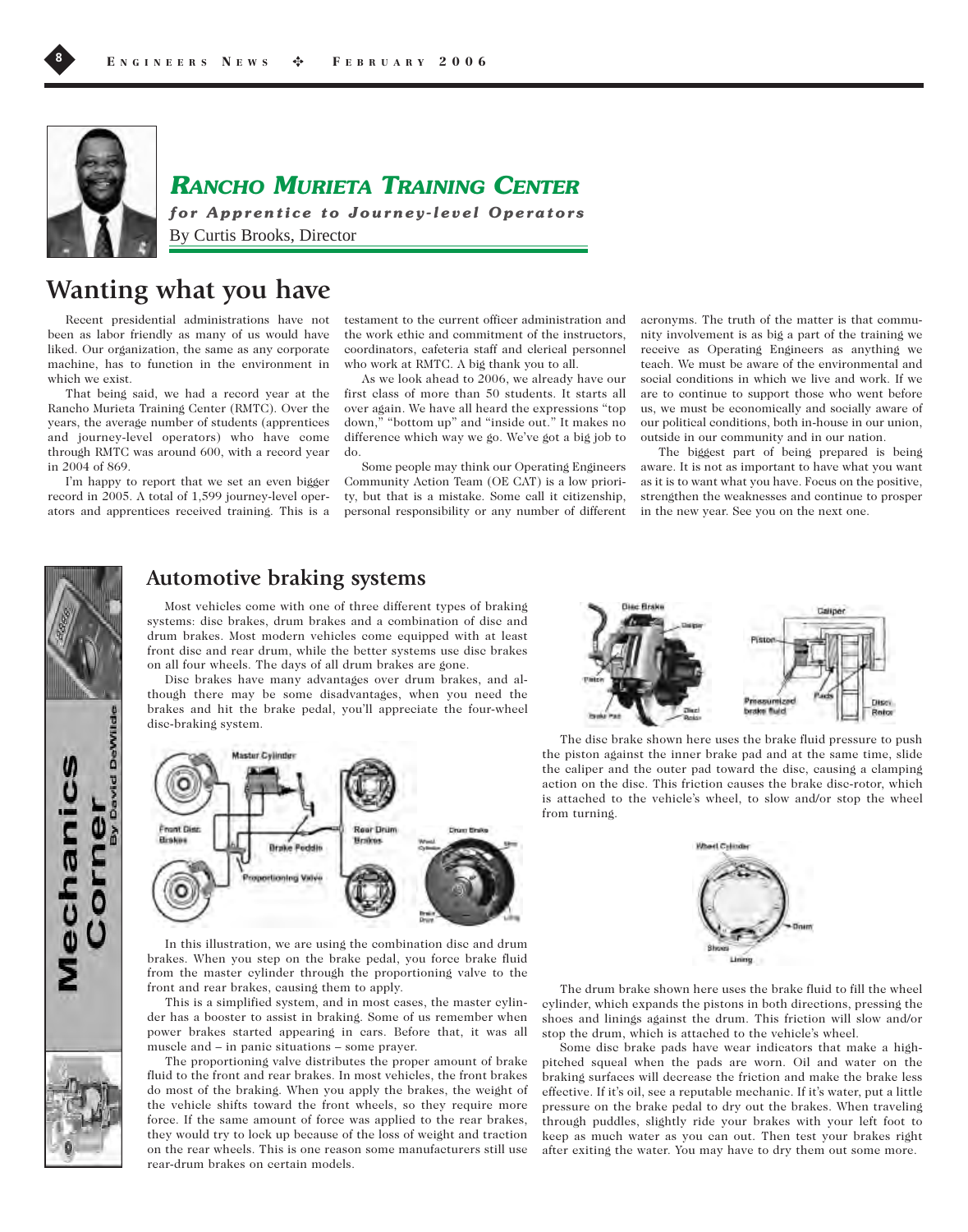## RANCHO MURIETA TRAINING CENTER

*for Apprentice to Journey-level Operators*

By Curtis Brooks, Director

# Wanting what you have

Recent presidential administrations have not been as labor friendly as many of us would have liked. Our organization, the same as any corporate machine, has to function in the environment in which we exist.

That being said, we had a record year at the Rancho Murieta Training Center (RMTC). Over the years, the average number of students (apprentices and journey-level operators) who have come through RMTC was around 600, with a record year in 2004 of 869.

I'm happy to report that we set an even bigger record in 2005. A total of 1,599 journey-level operators and apprentices received training. This is a testament to the current officer administration and the work ethic and commitment of the instructors, coordinators, cafeteria staff and clerical personnel who work at RMTC. A big thank you to all.

As we look ahead to 2006, we already have our first class of more than 50 students. It starts all over again. We have all heard the expressions "top down," "bottom up" and "inside out." It makes no difference which way we go. We've got a big job to do.

Some people may think our Operating Engineers Community Action Team (OE CAT) is a low priority, but that is a mistake. Some call it citizenship, personal responsibility or any number of different acronyms. The truth of the matter is that community involvement is as big a part of the training we receive as Operating Engineers as anything we teach. We must be aware of the environmental and social conditions in which we live and work. If we are to continue to support those who went before us, we must be economically and socially aware of our political conditions, both in-house in our union, outside in our community and in our nation.

The biggest part of being prepared is being aware. It is not as important to have what you want as it is to want what you have. Focus on the positive, strengthen the weaknesses and continue to prosper in the new year. See you on the next one.

## Mechanics Corner

By David DeWilde

# Automotive braking systems

Most vehicles come with one of three different types of braking systems: disc brakes, drum brakes and a combination of disc and drum brakes. Most modern vehicles come equipped with at least front disc and rear drum, while the better systems use disc brakes on all four wheels. The days of all drum brakes are gone.

Disc brakes have many advantages over drum brakes, and although there may be some disadvantages, when you need the brakes and hit the brake pedal, you'll appreciate the four-wheel disc-braking system.

In this illustration, we are using the combination disc and drum brakes. When you step on the brake pedal, you force brake fluid from the master cylinder through the proportioning valve to the front and rear brakes, causing them to apply.

This is a simplified system, and in most cases, the master cylinder has a booster to assist in braking. Some of us remember when power brakes started appearing in cars. Before that, it was all muscle and – in panic situations – some prayer.

The proportioning valve distributes the proper amount of brake fluid to the front and rear brakes. In most vehicles, the front brakes do most of the braking. When you apply the brakes, the weight of the vehicle shifts toward the front wheels, so they require more force. If the same amount of force was applied to the rear brakes, they would try to lock up because of the loss of weight and traction on the rear wheels. This is one reason some manufacturers still use rear-drum brakes on certain models.

The disc brake shown here uses the brake fluid pressure to push the piston against the inner brake pad and at the same time, slide the caliper and the outer pad toward the disc, causing a clamping action on the disc. This friction causes the brake disc-rotor, which is attached to the vehicle's wheel, to slow and/or stop the wheel from turning.

The drum brake shown here uses the brake fluid to fill the wheel cylinder, which expands the pistons in both directions, pressing the shoes and linings against the drum. This friction will slow and/or stop the drum, which is attached to the vehicle's wheel.

Some disc brake pads have wear indicators that make a high-pitched squeal when the pads are worn. Oil and water on the braking surfaces will decrease the friction and make the brake less effective. If it's oil, see a reputable mechanic. If it's water, put a little pressure on the brake pedal to dry out the brakes. When traveling through puddles, slightly ride your brakes with your left foot to keep as much water as you can out. Then test your brakes right after exiting the water. You may have to dry them out some more.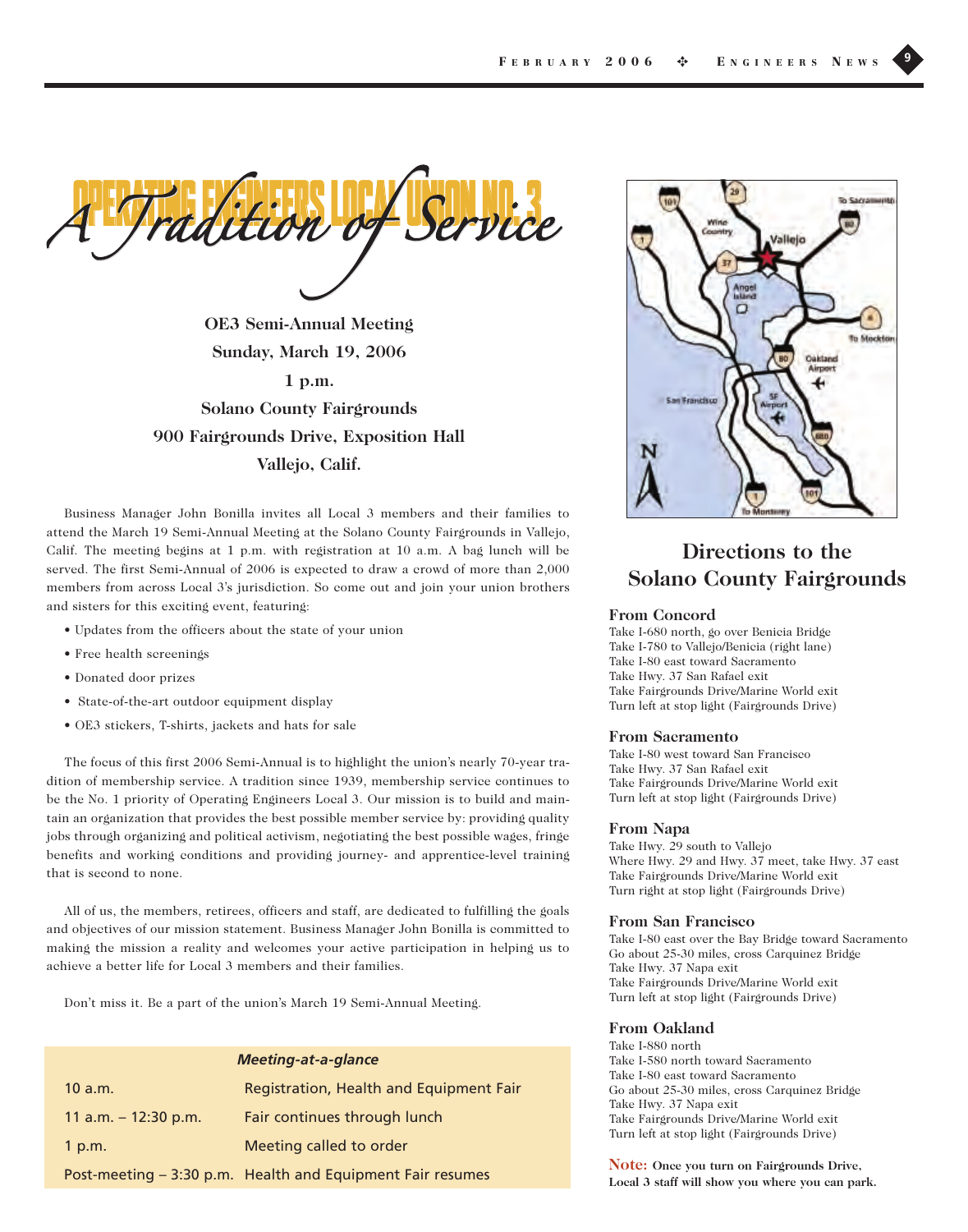# Operating Engineers Local Union No. 3

## A Tradition of Service

**OE3 Semi-Annual Meeting**

**Sunday, March 19, 2006**

**1 p.m.**

**Solano County Fairgrounds**

**900 Fairgrounds Drive, Exposition Hall**

**Vallejo, Calif.**

Business Manager John Bonilla invites all Local 3 members and their families to attend the March 19 Semi-Annual Meeting at the Solano County Fairgrounds in Vallejo, Calif. The meeting begins at 1 p.m. with registration at 10 a.m. A bag lunch will be served. The first Semi-Annual of 2006 is expected to draw a crowd of more than 2,000 members from across Local 3's jurisdiction. So come out and join your union brothers and sisters for this exciting event, featuring:

- Updates from the officers about the state of your union
- Free health screenings
- Donated door prizes
- State-of-the-art outdoor equipment display
- OE3 stickers, T-shirts, jackets and hats for sale

The focus of this first 2006 Semi-Annual is to highlight the union's nearly 70-year tradition of membership service. A tradition since 1939, membership service continues to be the No. 1 priority of Operating Engineers Local 3. Our mission is to build and maintain an organization that provides the best possible member service by: providing quality jobs through organizing and political activism, negotiating the best possible wages, fringe benefits and working conditions and providing journey- and apprentice-level training that is second to none.

All of us, the members, retirees, officers and staff, are dedicated to fulfilling the goals and objectives of our mission statement. Business Manager John Bonilla is committed to making the mission a reality and welcomes your active participation in helping us to achieve a better life for Local 3 members and their families.

Don't miss it. Be a part of the union's March 19 Semi-Annual Meeting.

| *Meeting-at-a-glance* | |
|---|---|
| 10 a.m. | Registration, Health and Equipment Fair |
| 11 a.m. – 12:30 p.m. | Fair continues through lunch |
| 1 p.m. | Meeting called to order |
| Post-meeting – 3:30 p.m. | Health and Equipment Fair resumes |

## Directions to the Solano County Fairgrounds

### From Concord

Take I-680 north, go over Benicia Bridge
Take I-780 to Vallejo/Benicia (right lane)
Take I-80 east toward Sacramento
Take Hwy. 37 San Rafael exit
Take Fairgrounds Drive/Marine World exit
Turn left at stop light (Fairgrounds Drive)

### From Sacramento

Take I-80 west toward San Francisco
Take Hwy. 37 San Rafael exit
Take Fairgrounds Drive/Marine World exit
Turn left at stop light (Fairgrounds Drive)

### From Napa

Take Hwy. 29 south to Vallejo
Where Hwy. 29 and Hwy. 37 meet, take Hwy. 37 east
Take Fairgrounds Drive/Marine World exit
Turn right at stop light (Fairgrounds Drive)

### From San Francisco

Take I-80 east over the Bay Bridge toward Sacramento
Go about 25-30 miles, cross Carquinez Bridge
Take Hwy. 37 Napa exit
Take Fairgrounds Drive/Marine World exit
Turn left at stop light (Fairgrounds Drive)

### From Oakland

Take I-880 north
Take I-580 north toward Sacramento
Take I-80 east toward Sacramento
Go about 25-30 miles, cross Carquinez Bridge
Take Hwy. 37 Napa exit
Take Fairgrounds Drive/Marine World exit
Turn left at stop light (Fairgrounds Drive)

**Note: Once you turn on Fairgrounds Drive, Local 3 staff will show you where you can park.**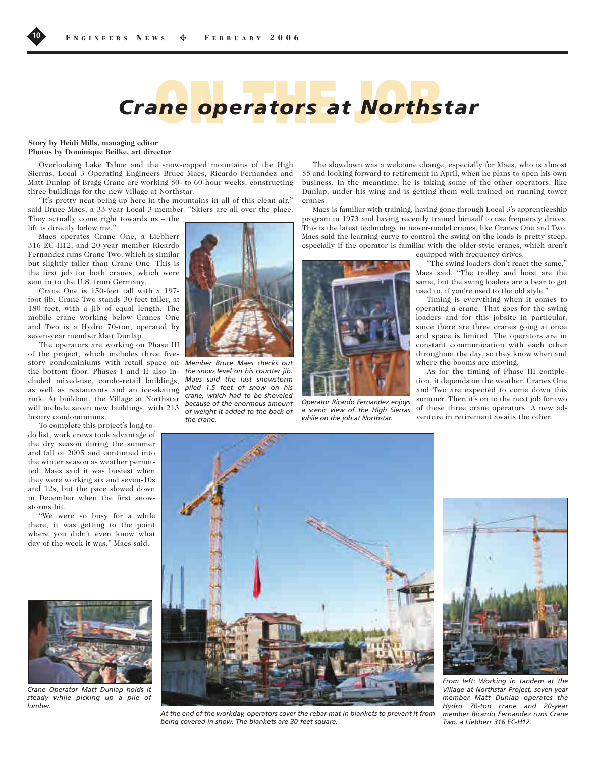# Crane operators at Northstar

**Story by Heidi Mills, managing editor**
**Photos by Dominique Beilke, art director**

Overlooking Lake Tahoe and the snow-capped mountains of the High Sierras, Local 3 Operating Engineers Bruce Maes, Ricardo Fernandez and Matt Dunlap of Bragg Crane are working 50- to 60-hour weeks, constructing three buildings for the new Village at Northstar.

"It's pretty neat being up here in the mountains in all of this clean air," said Bruce Maes, a 33-year Local 3 member. "Skiers are all over the place. They actually come right towards us – the lift is directly below me."

Maes operates Crane One, a Liebherr 316 EC-H12, and 20-year member Ricardo Fernandez runs Crane Two, which is similar but slightly taller than Crane One. This is the first job for both cranes, which were sent in to the U.S. from Germany.

Crane One is 150-feet tall with a 197-foot jib. Crane Two stands 30 feet taller, at 180 feet, with a jib of equal length. The mobile crane working below Cranes One and Two is a Hydro 70-ton, operated by seven-year member Matt Dunlap.

The operators are working on Phase III of the project, which includes three five-story condominiums with retail space on the bottom floor. Phases I and II also included mixed-use, condo-retail buildings, as well as restaurants and an ice-skating rink. At buildout, the Village at Northstar will include seven new buildings, with 213 luxury condominiums.

*Member Bruce Maes checks out the snow level on his counter jib. Maes said the last snowstorm piled 1.5 feet of snow on his crane, which had to be shoveled because of the enormous amount of weight it added to the back of the crane.*

To complete this project's long to-do list, work crews took advantage of the dry season during the summer and fall of 2005 and continued into the winter season as weather permitted. Maes said it was busiest when they were working six and seven-10s and 12s, but the pace slowed down in December when the first snowstorms hit.

"We were so busy for a while there, it was getting to the point where you didn't even know what day of the week it was," Maes said.

The slowdown was a welcome change, especially for Maes, who is almost 55 and looking forward to retirement in April, when he plans to open his own business. In the meantime, he is taking some of the other operators, like Dunlap, under his wing and is getting them well trained on running tower cranes.

Maes is familiar with training, having gone through Local 3's apprenticeship program in 1973 and having recently trained himself to use frequency drives. This is the latest technology in newer-model cranes, like Cranes One and Two. Maes said the learning curve to control the swing on the loads is pretty steep, especially if the operator is familiar with the older-style cranes, which aren't equipped with frequency drives.

*Operator Ricardo Fernandez enjoys a scenic view of the High Sierras while on the job at Northstar.*

"The swing loaders don't react the same," Maes said. "The trolley and hoist are the same, but the swing loaders are a bear to get used to, if you're used to the old style."

Timing is everything when it comes to operating a crane. That goes for the swing loaders and for this jobsite in particular, since there are three cranes going at once and space is limited. The operators are in constant communication with each other throughout the day, so they know when and where the booms are moving.

As for the timing of Phase III completion, it depends on the weather. Cranes One and Two are expected to come down this summer. Then it's on to the next job for two of these three crane operators. A new adventure in retirement awaits the other.

*Crane Operator Matt Dunlap holds it steady while picking up a pile of lumber.*

*At the end of the workday, operators cover the rebar mat in blankets to prevent it from being covered in snow. The blankets are 30-feet square.*

*From left: Working in tandem at the Village at Northstar Project, seven-year member Matt Dunlap operates the Hydro 70-ton crane and 20-year member Ricardo Fernandez runs Crane Two, a Liebherr 316 EC-H12.*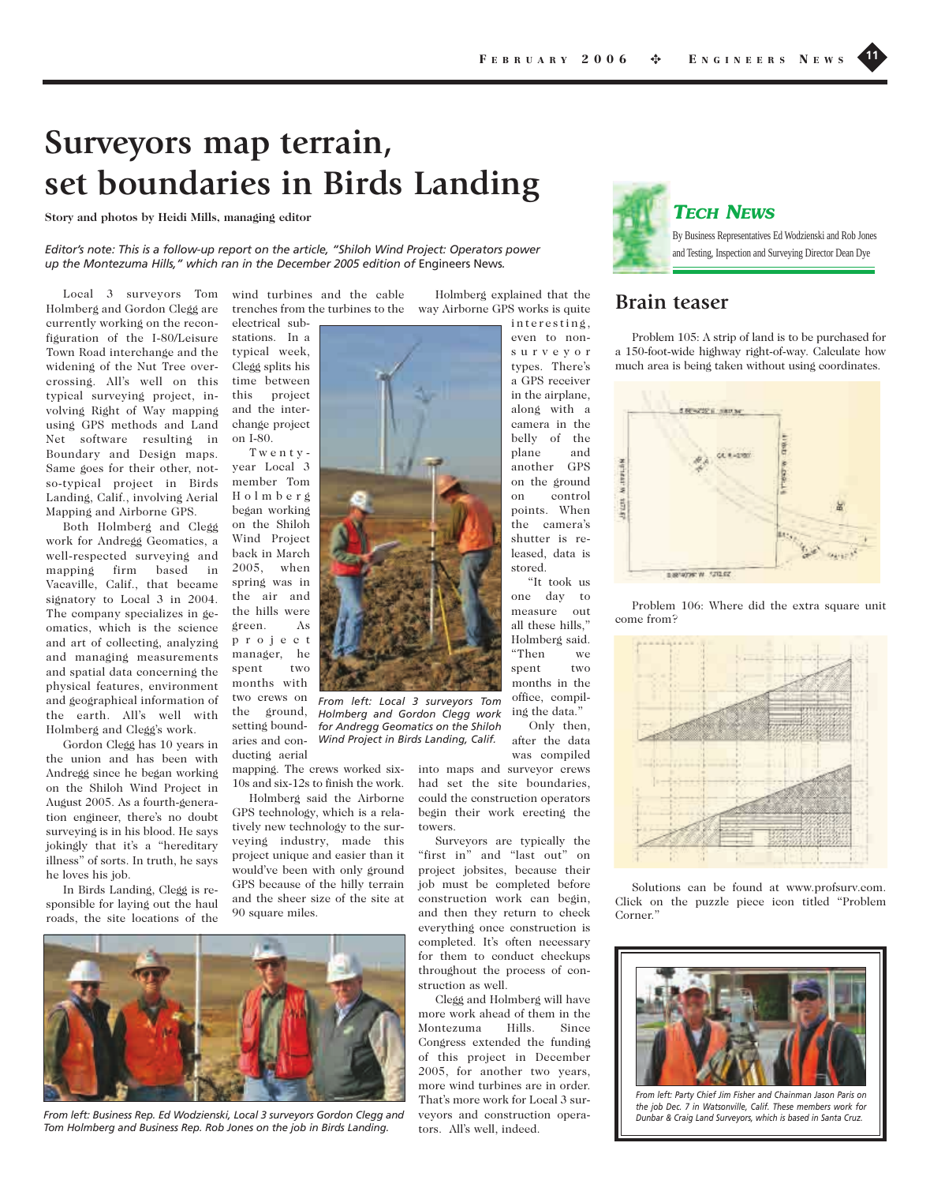# Surveyors map terrain, set boundaries in Birds Landing

**Story and photos by Heidi Mills, managing editor**

*Editor's note: This is a follow-up report on the article, "Shiloh Wind Project: Operators power up the Montezuma Hills," which ran in the December 2005 edition of* Engineers News*.*

Local 3 surveyors Tom Holmberg and Gordon Clegg are currently working on the reconfiguration of the I-80/Leisure Town Road interchange and the widening of the Nut Tree overcrossing. All's well on this typical surveying project, involving Right of Way mapping using GPS methods and Land Net software resulting in Boundary and Design maps. Same goes for their other, not-so-typical project in Birds Landing, Calif., involving Aerial Mapping and Airborne GPS.

Both Holmberg and Clegg work for Andregg Geomatics, a well-respected surveying and mapping firm based in Vacaville, Calif., that became signatory to Local 3 in 2004. The company specializes in geomatics, which is the science and art of collecting, analyzing and managing measurements and spatial data concerning the physical features, environment and geographical information of the earth. All's well with Holmberg and Clegg's work.

Gordon Clegg has 10 years in the union and has been with Andregg since he began working on the Shiloh Wind Project in August 2005. As a fourth-generation engineer, there's no doubt surveying is in his blood. He says jokingly that it's a "hereditary illness" of sorts. In truth, he says he loves his job.

In Birds Landing, Clegg is responsible for laying out the haul roads, the site locations of the wind turbines and the cable trenches from the turbines to the electrical substations. In a typical week, Clegg splits his time between this project and the interchange project on I-80.

Twenty-year Local 3 member Tom Holmberg began working on the Shiloh Wind Project back in March 2005, when spring was in the air and the hills were green. As project manager, he spent two months with two crews on the ground, setting boundaries and conducting aerial mapping. The crews worked six-10s and six-12s to finish the work.

*From left: Local 3 surveyors Tom Holmberg and Gordon Clegg work for Andregg Geomatics on the Shiloh Wind Project in Birds Landing, Calif.*

Holmberg said the Airborne GPS technology, which is a relatively new technology to the surveying industry, made this project unique and easier than it would've been with only ground GPS because of the hilly terrain and the sheer size of the site at 90 square miles.

Holmberg explained that the way Airborne GPS works is quite interesting, even to non-surveyor types. There's a GPS receiver in the airplane, along with a camera in the belly of the plane and another GPS on the ground on control points. When the camera's shutter is released, data is stored.

"It took us one day to measure out all these hills," Holmberg said. "Then we spent two months in the office, compiling the data."

Only then, after the data was compiled into maps and surveyor crews had set the site boundaries, could the construction operators begin their work erecting the towers.

Surveyors are typically the "first in" and "last out" on project jobsites, because their job must be completed before construction work can begin, and then they return to check everything once construction is completed. It's often necessary for them to conduct checkups throughout the process of construction as well.

Clegg and Holmberg will have more work ahead of them in the Montezuma Hills. Since Congress extended the funding of this project in December 2005, for another two years, more wind turbines are in order. That's more work for Local 3 surveyors and construction operators. All's well, indeed.

*From left: Business Rep. Ed Wodzienski, Local 3 surveyors Gordon Clegg and Tom Holmberg and Business Rep. Rob Jones on the job in Birds Landing.*

## *Tech News*

By Business Representatives Ed Wodzienski and Rob Jones and Testing, Inspection and Surveying Director Dean Dye

## Brain teaser

Problem 105: A strip of land is to be purchased for a 150-foot-wide highway right-of-way. Calculate how much area is being taken without using coordinates.

Problem 106: Where did the extra square unit come from?

Solutions can be found at www.profsurv.com. Click on the puzzle piece icon titled "Problem Corner."

*From left: Party Chief Jim Fisher and Chainman Jason Paris on the job Dec. 7 in Watsonville, Calif. These members work for Dunbar & Craig Land Surveyors, which is based in Santa Cruz.*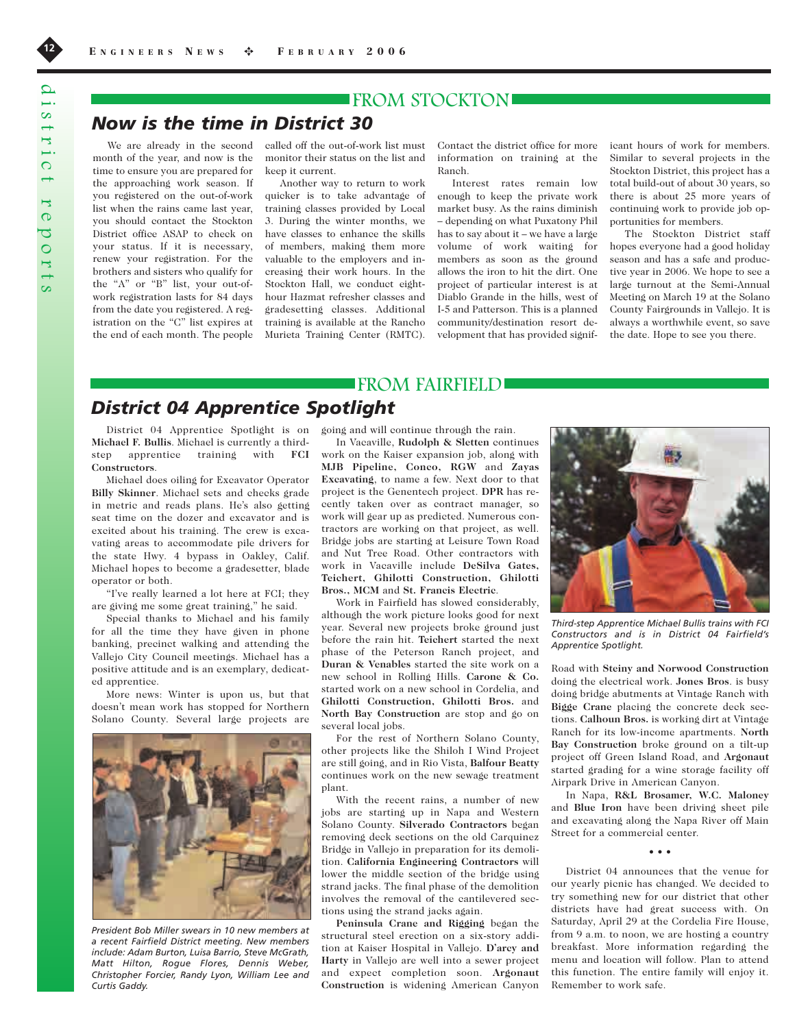## FROM STOCKTON

### *Now is the time in District 30*

We are already in the second month of the year, and now is the time to ensure you are prepared for the approaching work season. If you registered on the out-of-work list when the rains came last year, you should contact the Stockton District office ASAP to check on your status. If it is necessary, renew your registration. For the brothers and sisters who qualify for the "A" or "B" list, your out-of-work registration lasts for 84 days from the date you registered. A registration on the "C" list expires at the end of each month. The people called off the out-of-work list must monitor their status on the list and keep it current.

Another way to return to work quicker is to take advantage of training classes provided by Local 3. During the winter months, we have classes to enhance the skills of members, making them more valuable to the employers and increasing their work hours. In the Stockton Hall, we conduct eight-hour Hazmat refresher classes and gradesetting classes. Additional training is available at the Rancho Murieta Training Center (RMTC). Contact the district office for more information on training at the Ranch.

Interest rates remain low enough to keep the private work market busy. As the rains diminish – depending on what Puxatony Phil has to say about it – we have a large volume of work waiting for members as soon as the ground allows the iron to hit the dirt. One project of particular interest is at Diablo Grande in the hills, west of I-5 and Patterson. This is a planned community/destination resort development that has provided significant hours of work for members. Similar to several projects in the Stockton District, this project has a total build-out of about 30 years, so there is about 25 more years of continuing work to provide job opportunities for members.

The Stockton District staff hopes everyone had a good holiday season and has a safe and productive year in 2006. We hope to see a large turnout at the Semi-Annual Meeting on March 19 at the Solano County Fairgrounds in Vallejo. It is always a worthwhile event, so save the date. Hope to see you there.

## FROM FAIRFIELD

### *District 04 Apprentice Spotlight*

District 04 Apprentice Spotlight is on **Michael F. Bullis**. Michael is currently a third-step apprentice training with **FCI Constructors**.

Michael does oiling for Excavator Operator **Billy Skinner**. Michael sets and checks grade in metric and reads plans. He's also getting seat time on the dozer and excavator and is excited about his training. The crew is excavating areas to accommodate pile drivers for the state Hwy. 4 bypass in Oakley, Calif. Michael hopes to become a gradesetter, blade operator or both.

"I've really learned a lot here at FCI; they are giving me some great training," he said.

Special thanks to Michael and his family for all the time they have given in phone banking, precinct walking and attending the Vallejo City Council meetings. Michael has a positive attitude and is an exemplary, dedicated apprentice.

More news: Winter is upon us, but that doesn't mean work has stopped for Northern Solano County. Several large projects are going and will continue through the rain.

*President Bob Miller swears in 10 new members at a recent Fairfield District meeting. New members include: Adam Burton, Luisa Barrio, Steve McGrath, Matt Hilton, Rogue Flores, Dennis Weber, Christopher Forcier, Randy Lyon, William Lee and Curtis Gaddy.*

In Vacaville, **Rudolph & Sletten** continues work on the Kaiser expansion job, along with **MJB Pipeline, Conco, RGW** and **Zayas Excavating**, to name a few. Next door to that project is the Genentech project. **DPR** has recently taken over as contract manager, so work will gear up as predicted. Numerous contractors are working on that project, as well. Bridge jobs are starting at Leisure Town Road and Nut Tree Road. Other contractors with work in Vacaville include **DeSilva Gates, Teichert, Ghilotti Construction, Ghilotti Bros., MCM** and **St. Francis Electric**.

Work in Fairfield has slowed considerably, although the work picture looks good for next year. Several new projects broke ground just before the rain hit. **Teichert** started the next phase of the Peterson Ranch project, and **Duran & Venables** started the site work on a new school in Rolling Hills. **Carone & Co.** started work on a new school in Cordelia, and **Ghilotti Construction, Ghilotti Bros.** and **North Bay Construction** are stop and go on several local jobs.

For the rest of Northern Solano County, other projects like the Shiloh I Wind Project are still going, and in Rio Vista, **Balfour Beatty** continues work on the new sewage treatment plant.

With the recent rains, a number of new jobs are starting up in Napa and Western Solano County. **Silverado Contractors** began removing deck sections on the old Carquinez Bridge in Vallejo in preparation for its demolition. **California Engineering Contractors** will lower the middle section of the bridge using strand jacks. The final phase of the demolition involves the removal of the cantilevered sections using the strand jacks again.

**Peninsula Crane and Rigging** began the structural steel erection on a six-story addition at Kaiser Hospital in Vallejo. **D'arcy and Harty** in Vallejo are well into a sewer project and expect completion soon. **Argonaut Construction** is widening American Canyon Road with **Steiny and Norwood Construction** doing the electrical work. **Jones Bros**. is busy doing bridge abutments at Vintage Ranch with **Bigge Crane** placing the concrete deck sections. **Calhoun Bros.** is working dirt at Vintage Ranch for its low-income apartments. **North Bay Construction** broke ground on a tilt-up project off Green Island Road, and **Argonaut** started grading for a wine storage facility off Airpark Drive in American Canyon.

*Third-step Apprentice Michael Bullis trains with FCI Constructors and is in District 04 Fairfield's Apprentice Spotlight.*

In Napa, **R&L Brosamer, W.C. Maloney** and **Blue Iron** have been driving sheet pile and excavating along the Napa River off Main Street for a commercial center.

• • •

District 04 announces that the venue for our yearly picnic has changed. We decided to try something new for our district that other districts have had great success with. On Saturday, April 29 at the Cordelia Fire House, from 9 a.m. to noon, we are hosting a country breakfast. More information regarding the menu and location will follow. Plan to attend this function. The entire family will enjoy it. Remember to work safe.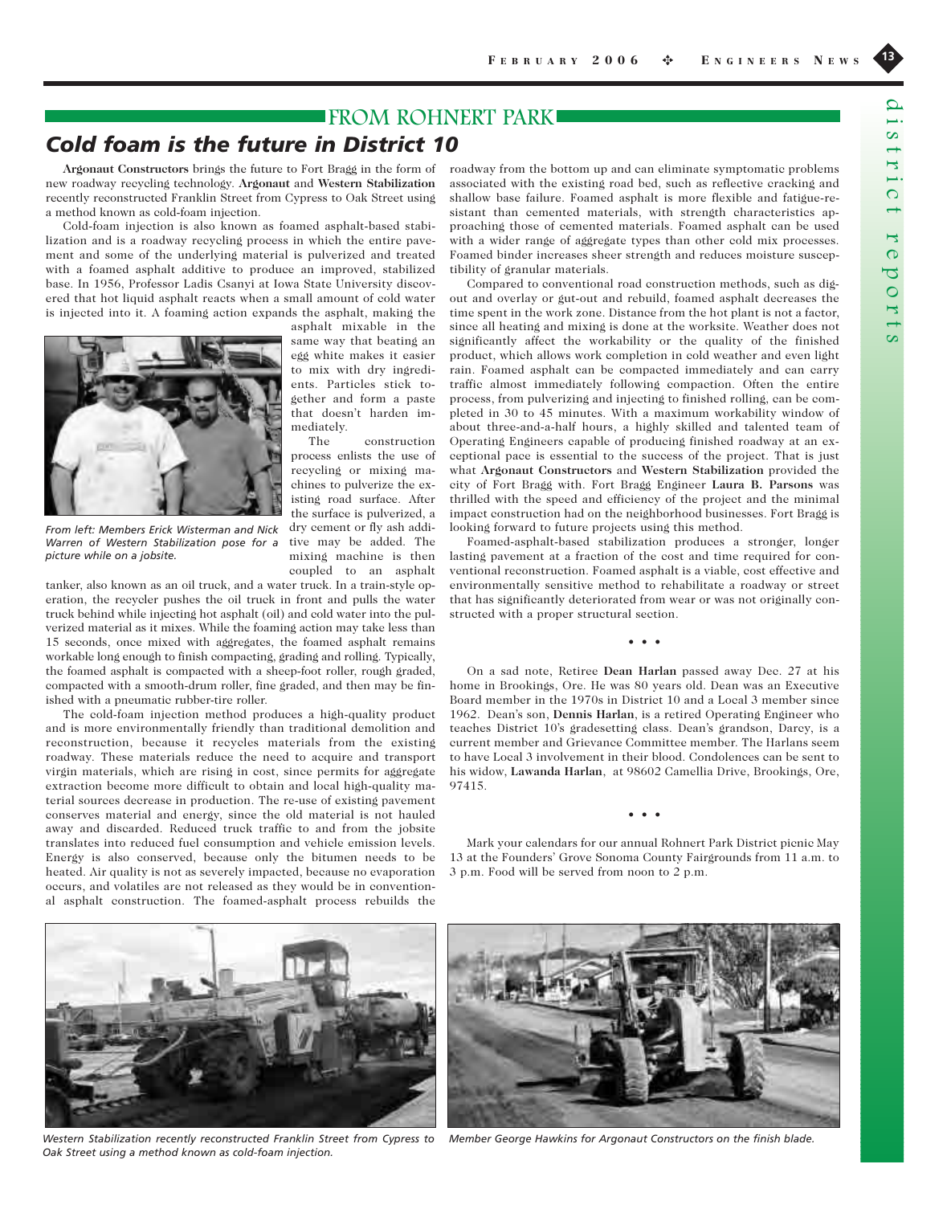## FROM ROHNERT PARK

# *Cold foam is the future in District 10*

**Argonaut Constructors** brings the future to Fort Bragg in the form of new roadway recycling technology. **Argonaut** and **Western Stabilization** recently reconstructed Franklin Street from Cypress to Oak Street using a method known as cold-foam injection.

Cold-foam injection is also known as foamed asphalt-based stabilization and is a roadway recycling process in which the entire pavement and some of the underlying material is pulverized and treated with a foamed asphalt additive to produce an improved, stabilized base. In 1956, Professor Ladis Csanyi at Iowa State University discovered that hot liquid asphalt reacts when a small amount of cold water is injected into it. A foaming action expands the asphalt, making the asphalt mixable in the same way that beating an egg white makes it easier to mix with dry ingredients. Particles stick together and form a paste that doesn't harden immediately.

*From left: Members Erick Wisterman and Nick Warren of Western Stabilization pose for a picture while on a jobsite.*

The construction process enlists the use of recycling or mixing machines to pulverize the existing road surface. After the surface is pulverized, a dry cement or fly ash additive may be added. The mixing machine is then coupled to an asphalt tanker, also known as an oil truck, and a water truck. In a train-style operation, the recycler pushes the oil truck in front and pulls the water truck behind while injecting hot asphalt (oil) and cold water into the pulverized material as it mixes. While the foaming action may take less than 15 seconds, once mixed with aggregates, the foamed asphalt remains workable long enough to finish compacting, grading and rolling. Typically, the foamed asphalt is compacted with a sheep-foot roller, rough graded, compacted with a smooth-drum roller, fine graded, and then may be finished with a pneumatic rubber-tire roller.

The cold-foam injection method produces a high-quality product and is more environmentally friendly than traditional demolition and reconstruction, because it recycles materials from the existing roadway. These materials reduce the need to acquire and transport virgin materials, which are rising in cost, since permits for aggregate extraction become more difficult to obtain and local high-quality material sources decrease in production. The re-use of existing pavement conserves material and energy, since the old material is not hauled away and discarded. Reduced truck traffic to and from the jobsite translates into reduced fuel consumption and vehicle emission levels. Energy is also conserved, because only the bitumen needs to be heated. Air quality is not as severely impacted, because no evaporation occurs, and volatiles are not released as they would be in conventional asphalt construction. The foamed-asphalt process rebuilds the roadway from the bottom up and can eliminate symptomatic problems associated with the existing road bed, such as reflective cracking and shallow base failure. Foamed asphalt is more flexible and fatigue-resistant than cemented materials, with strength characteristics approaching those of cemented materials. Foamed asphalt can be used with a wider range of aggregate types than other cold mix processes. Foamed binder increases sheer strength and reduces moisture susceptibility of granular materials.

Compared to conventional road construction methods, such as dig-out and overlay or gut-out and rebuild, foamed asphalt decreases the time spent in the work zone. Distance from the hot plant is not a factor, since all heating and mixing is done at the worksite. Weather does not significantly affect the workability or the quality of the finished product, which allows work completion in cold weather and even light rain. Foamed asphalt can be compacted immediately and can carry traffic almost immediately following compaction. Often the entire process, from pulverizing and injecting to finished rolling, can be completed in 30 to 45 minutes. With a maximum workability window of about three-and-a-half hours, a highly skilled and talented team of Operating Engineers capable of producing finished roadway at an exceptional pace is essential to the success of the project. That is just what **Argonaut Constructors** and **Western Stabilization** provided the city of Fort Bragg with. Fort Bragg Engineer **Laura B. Parsons** was thrilled with the speed and efficiency of the project and the minimal impact construction had on the neighborhood businesses. Fort Bragg is looking forward to future projects using this method.

Foamed-asphalt-based stabilization produces a stronger, longer lasting pavement at a fraction of the cost and time required for conventional reconstruction. Foamed asphalt is a viable, cost effective and environmentally sensitive method to rehabilitate a roadway or street that has significantly deteriorated from wear or was not originally constructed with a proper structural section.

• • •

On a sad note, Retiree **Dean Harlan** passed away Dec. 27 at his home in Brookings, Ore. He was 80 years old. Dean was an Executive Board member in the 1970s in District 10 and a Local 3 member since 1962. Dean's son, **Dennis Harlan**, is a retired Operating Engineer who teaches District 10's gradesetting class. Dean's grandson, Darcy, is a current member and Grievance Committee member. The Harlans seem to have Local 3 involvement in their blood. Condolences can be sent to his widow, **Lawanda Harlan**, at 98602 Camellia Drive, Brookings, Ore, 97415.

• • •

Mark your calendars for our annual Rohnert Park District picnic May 13 at the Founders' Grove Sonoma County Fairgrounds from 11 a.m. to 3 p.m. Food will be served from noon to 2 p.m.

*Western Stabilization recently reconstructed Franklin Street from Cypress to Oak Street using a method known as cold-foam injection.*

*Member George Hawkins for Argonaut Constructors on the finish blade.*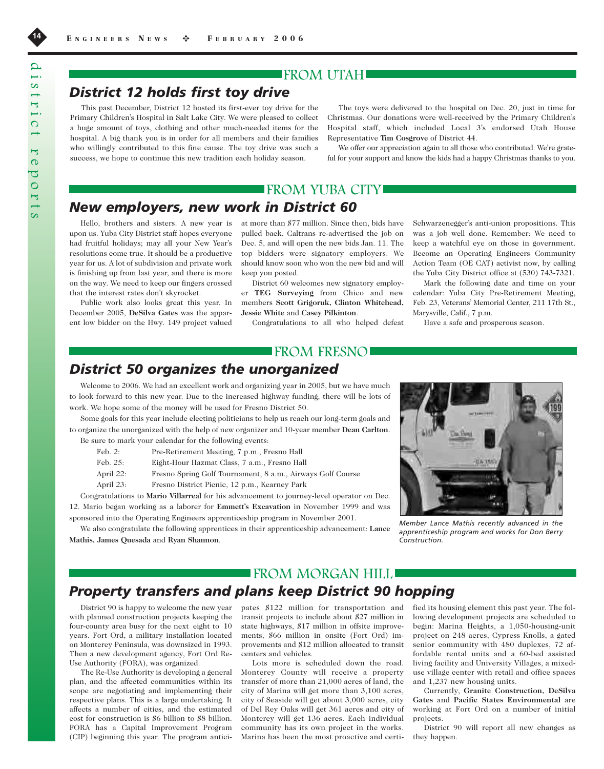## FROM UTAH

### District 12 holds first toy drive

This past December, District 12 hosted its first-ever toy drive for the Primary Children's Hospital in Salt Lake City. We were pleased to collect a huge amount of toys, clothing and other much-needed items for the hospital. A big thank you is in order for all members and their families who willingly contributed to this fine cause. The toy drive was such a success, we hope to continue this new tradition each holiday season.

The toys were delivered to the hospital on Dec. 20, just in time for Christmas. Our donations were well-received by the Primary Children's Hospital staff, which included Local 3's endorsed Utah House Representative **Tim Cosgrove** of District 44.

We offer our appreciation again to all those who contributed. We're grateful for your support and know the kids had a happy Christmas thanks to you.

## FROM YUBA CITY

### New employers, new work in District 60

Hello, brothers and sisters. A new year is upon us. Yuba City District staff hopes everyone had fruitful holidays; may all your New Year's resolutions come true. It should be a productive year for us. A lot of subdivision and private work is finishing up from last year, and there is more on the way. We need to keep our fingers crossed that the interest rates don't skyrocket.

Public work also looks great this year. In December 2005, **DeSilva Gates** was the apparent low bidder on the Hwy. 149 project valued at more than $77 million. Since then, bids have pulled back. Caltrans re-advertised the job on Dec. 5, and will open the new bids Jan. 11. The top bidders were signatory employers. We should know soon who won the new bid and will keep you posted.

District 60 welcomes new signatory employer **TEG Surveying** from Chico and new members **Scott Grigoruk, Clinton Whitehead, Jessie White** and **Casey Pilkinton**.

Congratulations to all who helped defeat Schwarzenegger's anti-union propositions. This was a job well done. Remember: We need to keep a watchful eye on those in government. Become an Operating Engineers Community Action Team (OE CAT) activist now, by calling the Yuba City District office at (530) 743-7321.

Mark the following date and time on your calendar: Yuba City Pre-Retirement Meeting, Feb. 23, Veterans' Memorial Center, 211 17th St., Marysville, Calif., 7 p.m.

Have a safe and prosperous season.

## FROM FRESNO

### District 50 organizes the unorganized

Welcome to 2006. We had an excellent work and organizing year in 2005, but we have much to look forward to this new year. Due to the increased highway funding, there will be lots of work. We hope some of the money will be used for Fresno District 50.

Some goals for this year include electing politicians to help us reach our long-term goals and to organize the unorganized with the help of new organizer and 10-year member **Dean Carlton**.

Be sure to mark your calendar for the following events:

| | |
|---|---|
| Feb. 2: | Pre-Retirement Meeting, 7 p.m., Fresno Hall |
| Feb. 25: | Eight-Hour Hazmat Class, 7 a.m., Fresno Hall |
| April 22: | Fresno Spring Golf Tournament, 8 a.m., Airways Golf Course |
| April 23: | Fresno District Picnic, 12 p.m., Kearney Park |

Congratulations to **Mario Villarreal** for his advancement to journey-level operator on Dec. 12. Mario began working as a laborer for **Emmett's Excavation** in November 1999 and was sponsored into the Operating Engineers apprenticeship program in November 2001.

We also congratulate the following apprentices in their apprenticeship advancement: **Lance Mathis, James Quesada** and **Ryan Shannon**.

*Member Lance Mathis recently advanced in the apprenticeship program and works for Don Berry Construction.*

## FROM MORGAN HILL

### Property transfers and plans keep District 90 hopping

District 90 is happy to welcome the new year with planned construction projects keeping the four-county area busy for the next eight to 10 years. Fort Ord, a military installation located on Monterey Peninsula, was downsized in 1993. Then a new development agency, Fort Ord Re-Use Authority (FORA), was organized.

The Re-Use Authority is developing a general plan, and the affected communities within its scope are negotiating and implementing their respective plans. This is a large undertaking. It affects a number of cities, and the estimated cost for construction is $6 billion to $8 billion. FORA has a Capital Improvement Program (CIP) beginning this year. The program anticipates $122 million for transportation and transit projects to include about $27 million in state highways, $17 million in offsite improvements, $66 million in onsite (Fort Ord) improvements and $12 million allocated to transit centers and vehicles.

Lots more is scheduled down the road. Monterey County will receive a property transfer of more than 21,000 acres of land, the city of Marina will get more than 3,100 acres, city of Seaside will get about 3,000 acres, city of Del Rey Oaks will get 361 acres and city of Monterey will get 136 acres. Each individual community has its own project in the works. Marina has been the most proactive and certified its housing element this past year. The following development projects are scheduled to begin: Marina Heights, a 1,050-housing-unit project on 248 acres, Cypress Knolls, a gated senior community with 480 duplexes, 72 affordable rental units and a 60-bed assisted living facility and University Villages, a mixed-use village center with retail and office spaces and 1,237 new housing units.

Currently, **Granite Construction, DeSilva Gates** and **Pacific States Environmental** are working at Fort Ord on a number of initial projects.

District 90 will report all new changes as they happen.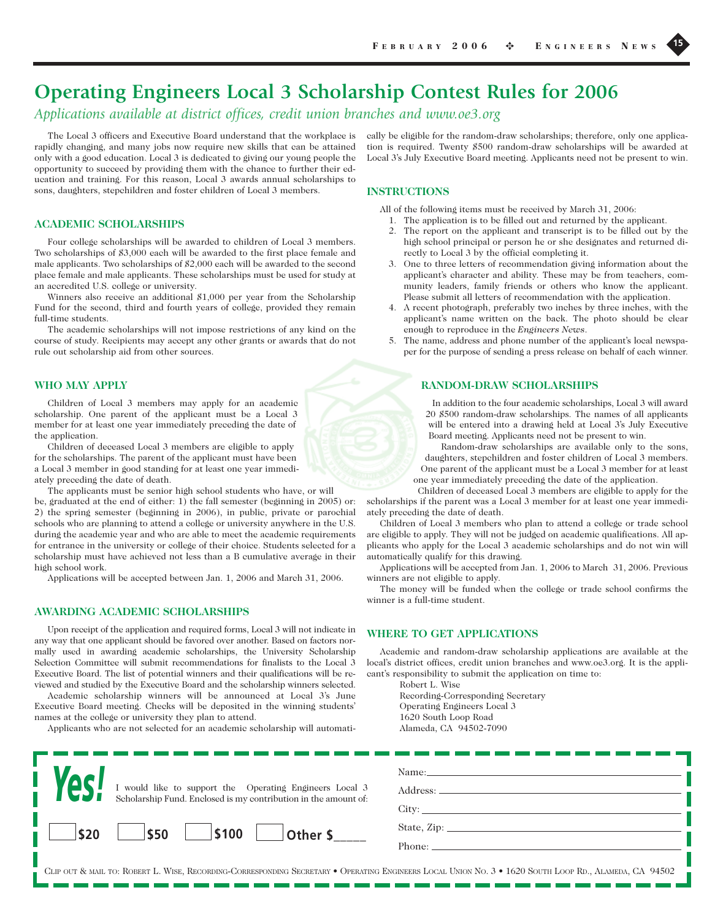# Operating Engineers Local 3 Scholarship Contest Rules for 2006

*Applications available at district offices, credit union branches and www.oe3.org*

The Local 3 officers and Executive Board understand that the workplace is rapidly changing, and many jobs now require new skills that can be attained only with a good education. Local 3 is dedicated to giving our young people the opportunity to succeed by providing them with the chance to further their education and training. For this reason, Local 3 awards annual scholarships to sons, daughters, stepchildren and foster children of Local 3 members.

## ACADEMIC SCHOLARSHIPS

Four college scholarships will be awarded to children of Local 3 members. Two scholarships of $3,000 each will be awarded to the first place female and male applicants. Two scholarships of $2,000 each will be awarded to the second place female and male applicants. These scholarships must be used for study at an accredited U.S. college or university.

Winners also receive an additional $1,000 per year from the Scholarship Fund for the second, third and fourth years of college, provided they remain full-time students.

The academic scholarships will not impose restrictions of any kind on the course of study. Recipients may accept any other grants or awards that do not rule out scholarship aid from other sources.

## WHO MAY APPLY

Children of Local 3 members may apply for an academic scholarship. One parent of the applicant must be a Local 3 member for at least one year immediately preceding the date of the application.

Children of deceased Local 3 members are eligible to apply for the scholarships. The parent of the applicant must have been a Local 3 member in good standing for at least one year immediately preceding the date of death.

The applicants must be senior high school students who have, or will be, graduated at the end of either: 1) the fall semester (beginning in 2005) or: 2) the spring semester (beginning in 2006), in public, private or parochial schools who are planning to attend a college or university anywhere in the U.S. during the academic year and who are able to meet the academic requirements for entrance in the university or college of their choice. Students selected for a scholarship must have achieved not less than a B cumulative average in their high school work.

Applications will be accepted between Jan. 1, 2006 and March 31, 2006.

## AWARDING ACADEMIC SCHOLARSHIPS

Upon receipt of the application and required forms, Local 3 will not indicate in any way that one applicant should be favored over another. Based on factors normally used in awarding academic scholarships, the University Scholarship Selection Committee will submit recommendations for finalists to the Local 3 Executive Board. The list of potential winners and their qualifications will be reviewed and studied by the Executive Board and the scholarship winners selected.

Academic scholarship winners will be announced at Local 3's June Executive Board meeting. Checks will be deposited in the winning students' names at the college or university they plan to attend.

Applicants who are not selected for an academic scholarship will automatically be eligible for the random-draw scholarships; therefore, only one application is required. Twenty $500 random-draw scholarships will be awarded at Local 3's July Executive Board meeting. Applicants need not be present to win.

## INSTRUCTIONS

All of the following items must be received by March 31, 2006:

1. The application is to be filled out and returned by the applicant.
2. The report on the applicant and transcript is to be filled out by the high school principal or person he or she designates and returned directly to Local 3 by the official completing it.
3. One to three letters of recommendation giving information about the applicant's character and ability. These may be from teachers, community leaders, family friends or others who know the applicant. Please submit all letters of recommendation with the application.
4. A recent photograph, preferably two inches by three inches, with the applicant's name written on the back. The photo should be clear enough to reproduce in the *Engineers News*.
5. The name, address and phone number of the applicant's local newspaper for the purpose of sending a press release on behalf of each winner.

## RANDOM-DRAW SCHOLARSHIPS

In addition to the four academic scholarships, Local 3 will award 20 $500 random-draw scholarships. The names of all applicants will be entered into a drawing held at Local 3's July Executive Board meeting. Applicants need not be present to win.

Random-draw scholarships are available only to the sons, daughters, stepchildren and foster children of Local 3 members. One parent of the applicant must be a Local 3 member for at least one year immediately preceding the date of the application.

Children of deceased Local 3 members are eligible to apply for the scholarships if the parent was a Local 3 member for at least one year immediately preceding the date of death.

Children of Local 3 members who plan to attend a college or trade school are eligible to apply. They will not be judged on academic qualifications. All applicants who apply for the Local 3 academic scholarships and do not win will automatically qualify for this drawing.

Applications will be accepted from Jan. 1, 2006 to March 31, 2006. Previous winners are not eligible to apply.

The money will be funded when the college or trade school confirms the winner is a full-time student.

## WHERE TO GET APPLICATIONS

Academic and random-draw scholarship applications are available at the local's district offices, credit union branches and www.oe3.org. It is the applicant's responsibility to submit the application on time to:

Robert L. Wise
Recording-Corresponding Secretary
Operating Engineers Local 3
1620 South Loop Road
Alameda, CA 94502-7090

---

**Yes!** I would like to support the Operating Engineers Local 3 Scholarship Fund. Enclosed is my contribution in the amount of:

☐ **$20** ☐ **$50** ☐ **$100** ☐ **Other $_____**

Name: ______________________

Address: ______________________

City: ______________________

State, Zip: ______________________

Phone: ______________________

Clip out & mail to: Robert L. Wise, Recording-Corresponding Secretary • Operating Engineers Local Union No. 3 • 1620 South Loop Rd., Alameda, CA 94502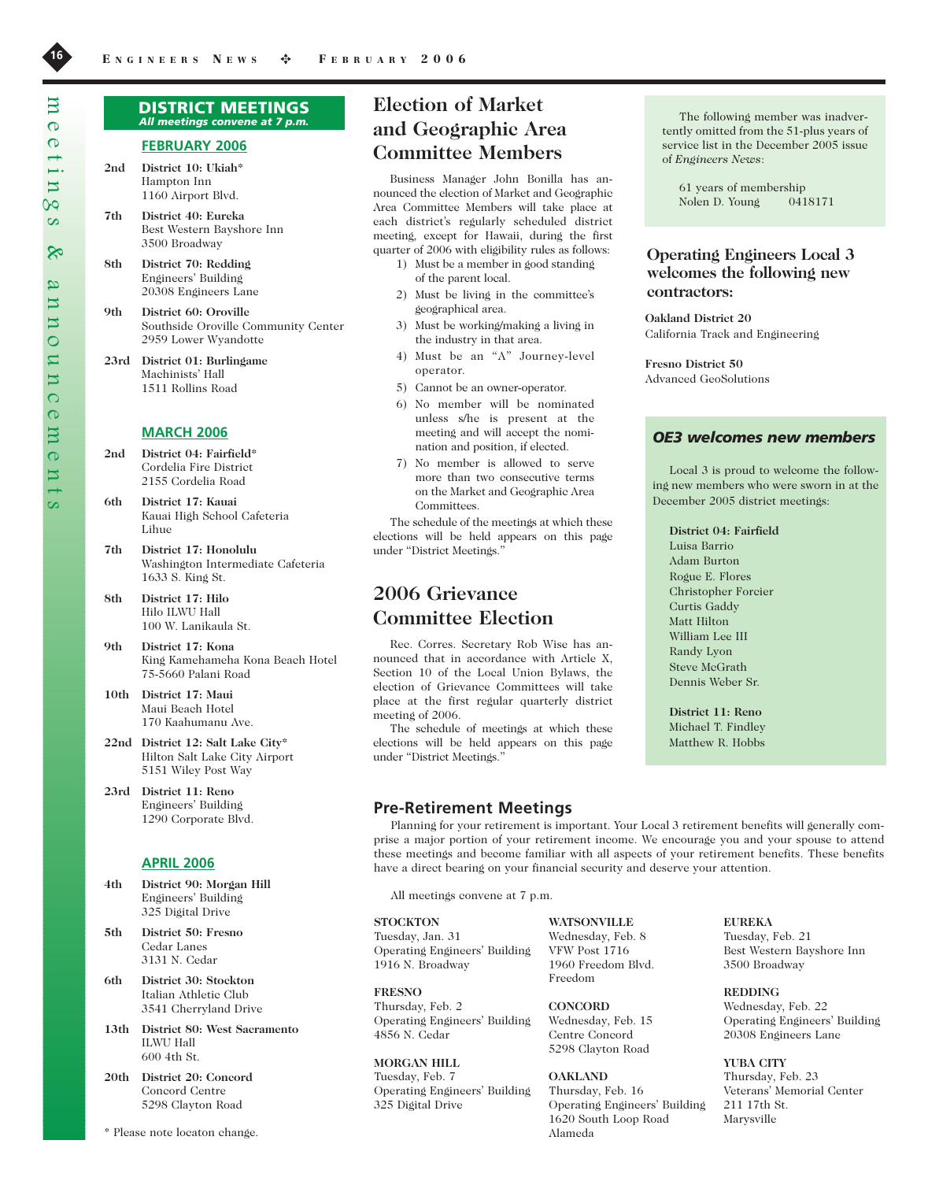# meetings & announcements

## DISTRICT MEETINGS

*All meetings convene at 7 p.m.*

### FEBRUARY 2006

**2nd** **District 10: Ukiah***
Hampton Inn
1160 Airport Blvd.

**7th** **District 40: Eureka**
Best Western Bayshore Inn
3500 Broadway

**8th** **District 70: Redding**
Engineers' Building
20308 Engineers Lane

**9th** **District 60: Oroville**
Southside Oroville Community Center
2959 Lower Wyandotte

**23rd** **District 01: Burlingame**
Machinists' Hall
1511 Rollins Road

### MARCH 2006

**2nd** **District 04: Fairfield***
Cordelia Fire District
2155 Cordelia Road

**6th** **District 17: Kauai**
Kauai High School Cafeteria
Lihue

**7th** **District 17: Honolulu**
Washington Intermediate Cafeteria
1633 S. King St.

**8th** **District 17: Hilo**
Hilo ILWU Hall
100 W. Lanikaula St.

**9th** **District 17: Kona**
King Kamehameha Kona Beach Hotel
75-5660 Palani Road

**10th** **District 17: Maui**
Maui Beach Hotel
170 Kaahumanu Ave.

**22nd** **District 12: Salt Lake City***
Hilton Salt Lake City Airport
5151 Wiley Post Way

**23rd** **District 11: Reno**
Engineers' Building
1290 Corporate Blvd.

### APRIL 2006

**4th** **District 90: Morgan Hill**
Engineers' Building
325 Digital Drive

**5th** **District 50: Fresno**
Cedar Lanes
3131 N. Cedar

**6th** **District 30: Stockton**
Italian Athletic Club
3541 Cherryland Drive

**13th** **District 80: West Sacramento**
ILWU Hall
600 4th St.

**20th** **District 20: Concord**
Concord Centre
5298 Clayton Road

* Please note locaton change.

## Election of Market and Geographic Area Committee Members

Business Manager John Bonilla has announced the election of Market and Geographic Area Committee Members will take place at each district's regularly scheduled district meeting, except for Hawaii, during the first quarter of 2006 with eligibility rules as follows:

1) Must be a member in good standing of the parent local.
2) Must be living in the committee's geographical area.
3) Must be working/making a living in the industry in that area.
4) Must be an "A" Journey-level operator.
5) Cannot be an owner-operator.
6) No member will be nominated unless s/he is present at the meeting and will accept the nomination and position, if elected.
7) No member is allowed to serve more than two consecutive terms on the Market and Geographic Area Committees.

The schedule of the meetings at which these elections will be held appears on this page under "District Meetings."

## 2006 Grievance Committee Election

Rec. Corres. Secretary Rob Wise has announced that in accordance with Article X, Section 10 of the Local Union Bylaws, the election of Grievance Committees will take place at the first regular quarterly district meeting of 2006.

The schedule of meetings at which these elections will be held appears on this page under "District Meetings."

The following member was inadvertently omitted from the 51-plus years of service list in the December 2005 issue of *Engineers News*:

61 years of membership
Nolen D. Young 0418171

## Operating Engineers Local 3 welcomes the following new contractors:

**Oakland District 20**
California Track and Engineering

**Fresno District 50**
Advanced GeoSolutions

## *OE3 welcomes new members*

Local 3 is proud to welcome the following new members who were sworn in at the December 2005 district meetings:

**District 04: Fairfield**
Luisa Barrio
Adam Burton
Rogue E. Flores
Christopher Forcier
Curtis Gaddy
Matt Hilton
William Lee III
Randy Lyon
Steve McGrath
Dennis Weber Sr.

**District 11: Reno**
Michael T. Findley
Matthew R. Hobbs

## Pre-Retirement Meetings

Planning for your retirement is important. Your Local 3 retirement benefits will generally comprise a major portion of your retirement income. We encourage you and your spouse to attend these meetings and become familiar with all aspects of your retirement benefits. These benefits have a direct bearing on your financial security and deserve your attention.

All meetings convene at 7 p.m.

**STOCKTON**
Tuesday, Jan. 31
Operating Engineers' Building
1916 N. Broadway

**FRESNO**
Thursday, Feb. 2
Operating Engineers' Building
4856 N. Cedar

**MORGAN HILL**
Tuesday, Feb. 7
Operating Engineers' Building
325 Digital Drive

**WATSONVILLE**
Wednesday, Feb. 8
VFW Post 1716
1960 Freedom Blvd.
Freedom

**CONCORD**
Wednesday, Feb. 15
Centre Concord
5298 Clayton Road

**OAKLAND**
Thursday, Feb. 16
Operating Engineers' Building
1620 South Loop Road
Alameda

**EUREKA**
Tuesday, Feb. 21
Best Western Bayshore Inn
3500 Broadway

**REDDING**
Wednesday, Feb. 22
Operating Engineers' Building
20308 Engineers Lane

**YUBA CITY**
Thursday, Feb. 23
Veterans' Memorial Center
211 17th St.
Marysville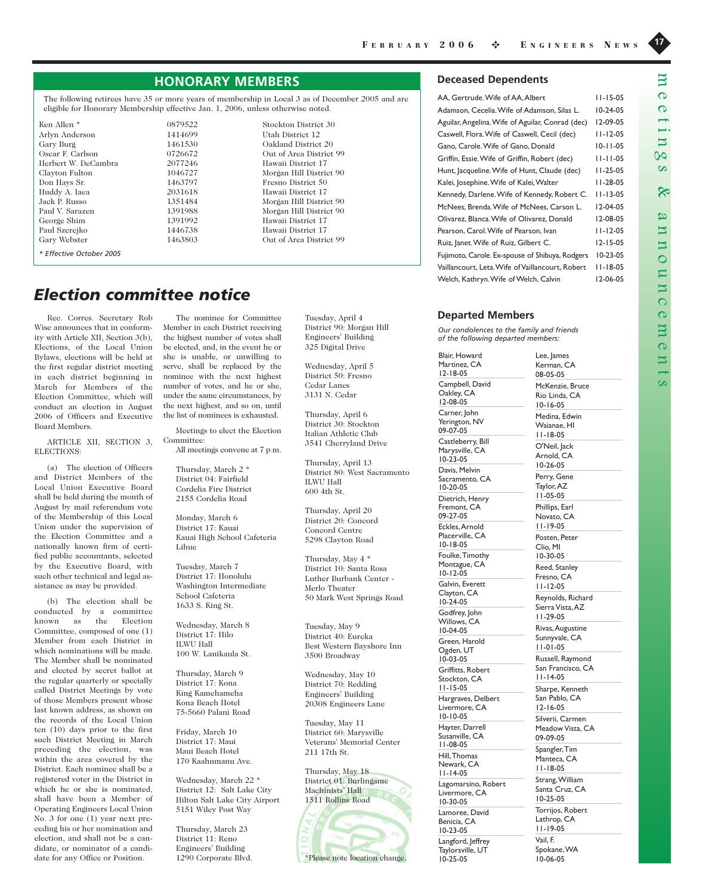## HONORARY MEMBERS

The following retirees have 35 or more years of membership in Local 3 as of December 2005 and are eligible for Honorary Membership effective Jan. 1, 2006, unless otherwise noted.

| | | |
|---|---|---|
| Ken Allen * | 0879522 | Stockton District 30 |
| Arlyn Anderson | 1414699 | Utah District 12 |
| Gary Burg | 1461530 | Oakland District 20 |
| Oscar F. Carlson | 0726672 | Out of Area District 99 |
| Herbert W. DeCambra | 2077246 | Hawaii District 17 |
| Clayton Fulton | 1046727 | Morgan Hill District 90 |
| Don Hays Sr. | 1463797 | Fresno District 50 |
| Huddy A. Iaea | 2031618 | Hawaii District 17 |
| Jack P. Russo | 1351484 | Morgan Hill District 90 |
| Paul V. Sarazen | 1391988 | Morgan Hill District 90 |
| George Shim | 1391992 | Hawaii District 17 |
| Paul Szerejko | 1446738 | Hawaii District 17 |
| Gary Webster | 1463803 | Out of Area District 99 |

*\* Effective October 2005*

## Election committee notice

Rec. Corres. Secretary Rob Wise announces that in conformity with Article XII, Section 3(b), Elections, of the Local Union Bylaws, elections will be held at the first regular district meeting in each district beginning in March for Members of the Election Committee, which will conduct an election in August 2006 of Officers and Executive Board Members.

ARTICLE XII, SECTION 3, ELECTIONS:

(a) The election of Officers and District Members of the Local Union Executive Board shall be held during the month of August by mail referendum vote of the Membership of this Local Union under the supervision of the Election Committee and a nationally known firm of certified public accountants, selected by the Executive Board, with such other technical and legal assistance as may be provided.

(b) The election shall be conducted by a committee known as the Election Committee, composed of one (1) Member from each District in which nominations will be made. The Member shall be nominated and elected by secret ballot at the regular quarterly or specially called District Meetings by vote of those Members present whose last known address, as shown on the records of the Local Union ten (10) days prior to the first such District Meeting in March preceding the election, was within the area covered by the District. Each nominee shall be a registered voter in the District in which he or she is nominated, shall have been a Member of Operating Engineers Local Union No. 3 for one (1) year next preceding his or her nomination and election, and shall not be a candidate, or nominator of a candidate for any Office or Position.

The nominee for Committee Member in each District receiving the highest number of votes shall be elected, and, in the event he or she is unable, or unwilling to serve, shall be replaced by the nominee with the next highest number of votes, and he or she, under the same circumstances, by the next highest, and so on, until the list of nominees is exhausted.

Meetings to elect the Election Committee:
All meetings convene at 7 p.m.

Thursday, March 2 *
District 04: Fairfield
Cordelia Fire District
2155 Cordelia Road

Monday, March 6
District 17: Kauai
Kauai High School Cafeteria
Lihue

Tuesday, March 7
District 17: Honolulu
Washington Intermediate School Cafeteria
1633 S. King St.

Wednesday, March 8
District 17: Hilo
ILWU Hall
100 W. Lanikaula St.

Thursday, March 9
District 17: Kona
King Kamehameha Kona Beach Hotel
75-5660 Palani Road

Friday, March 10
District 17: Maui
Maui Beach Hotel
170 Kaahumanu Ave.

Wednesday, March 22 *
District 12: Salt Lake City
Hilton Salt Lake City Airport
5151 Wiley Post Way

Thursday, March 23
District 11: Reno
Engineers' Building
1290 Corporate Blvd.

Tuesday, April 4
District 90: Morgan Hill
Engineers' Building
325 Digital Drive

Wednesday, April 5
District 50: Fresno
Cedar Lanes
3131 N. Cedar

Thursday, April 6
District 30: Stockton
Italian Athletic Club
3541 Cherryland Drive

Thursday, April 13
District 80: West Sacramento
ILWU Hall
600 4th St.

Thursday, April 20
District 20: Concord
Concord Centre
5298 Clayton Road

Thursday, May 4 *
District 10: Santa Rosa
Luther Burbank Center - Merlo Theater
50 Mark West Springs Road

Tuesday, May 9
District 40: Eureka
Best Western Bayshore Inn
3500 Broadway

Wednesday, May 10
District 70: Redding
Engineers' Building
20308 Engineers Lane

Tuesday, May 11
District 60: Marysville
Veterans' Memorial Center
211 17th St.

Thursday, May 18
District 01: Burlingame
Machinists' Hall
1511 Rollins Road

*Please note location change.

## Deceased Dependents

| | |
|---|---|
| AA, Gertrude. Wife of AA, Albert | 11-15-05 |
| Adamson, Cecelia. Wife of Adamson, Silas L. | 10-24-05 |
| Aguilar, Angelina. Wife of Aguilar, Conrad (dec) | 12-09-05 |
| Caswell, Flora. Wife of Caswell, Cecil (dec) | 11-12-05 |
| Gano, Carole. Wife of Gano, Donald | 10-11-05 |
| Griffin, Essie. Wife of Griffin, Robert (dec) | 11-11-05 |
| Hunt, Jacqueline. Wife of Hunt, Claude (dec) | 11-25-05 |
| Kalei, Josephine. Wife of Kalei, Walter | 11-28-05 |
| Kennedy, Darlene. Wife of Kennedy, Robert C. | 11-13-05 |
| McNees, Brenda. Wife of McNees, Carson L. | 12-04-05 |
| Olivarez, Blanca. Wife of Olivarez, Donald | 12-08-05 |
| Pearson, Carol. Wife of Pearson, Ivan | 11-12-05 |
| Ruiz, Janet. Wife of Ruiz, Gilbert C. | 12-15-05 |
| Fujimoto, Carole. Ex-spouse of Shibuya, Rodgers | 10-23-05 |
| Vaillancourt, Leta. Wife of Vaillancourt, Robert | 11-18-05 |
| Welch, Kathryn. Wife of Welch, Calvin | 12-06-05 |

## Departed Members

*Our condolences to the family and friends of the following departed members:*

Blair, Howard
Martinez, CA
12-18-05

Campbell, David
Oakley, CA
12-08-05

Carner, John
Yerington, NV
09-07-05

Castleberry, Bill
Marysville, CA
10-23-05

Davis, Melvin
Sacramento, CA
10-20-05

Dietrich, Henry
Fremont, CA
09-27-05

Eckles, Arnold
Placerville, CA
10-18-05

Foulke, Timothy
Montague, CA
10-12-05

Galvin, Everett
Clayton, CA
10-24-05

Godfrey, John
Willows, CA
10-04-05

Green, Harold
Ogden, UT
10-03-05

Griffitts, Robert
Stockton, CA
11-15-05

Hargraves, Delbert
Livermore, CA
10-10-05

Hayter, Darrell
Susanville, CA
11-08-05

Hill, Thomas
Newark, CA
11-14-05

Lagomarsino, Robert
Livermore, CA
10-30-05

Lamoree, David
Benicia, CA
10-23-05

Langford, Jeffrey
Taylorsville, UT
10-25-05

Lee, James
Kerman, CA
08-05-05

McKenzie, Bruce
Rio Linda, CA
10-16-05

Medina, Edwin
Waianae, HI
11-18-05

O'Neil, Jack
Arnold, CA
10-26-05

Perry, Gene
Taylor, AZ
11-05-05

Phillips, Earl
Novato, CA
11-19-05

Posten, Peter
Clio, MI
10-30-05

Reed, Stanley
Fresno, CA
11-12-05

Reynolds, Richard
Sierra Vista, AZ
11-29-05

Rivas, Augustine
Sunnyvale, CA
11-01-05

Russell, Raymond
San Francisco, CA
11-14-05

Sharpe, Kenneth
San Pablo, CA
12-16-05

Silverii, Carmen
Meadow Vista, CA
09-09-05

Spangler, Tim
Manteca, CA
11-18-05

Strang, William
Santa Cruz, CA
10-25-05

Torrijos, Robert
Lathrop, CA
11-19-05

Vail, F.
Spokane, WA
10-06-05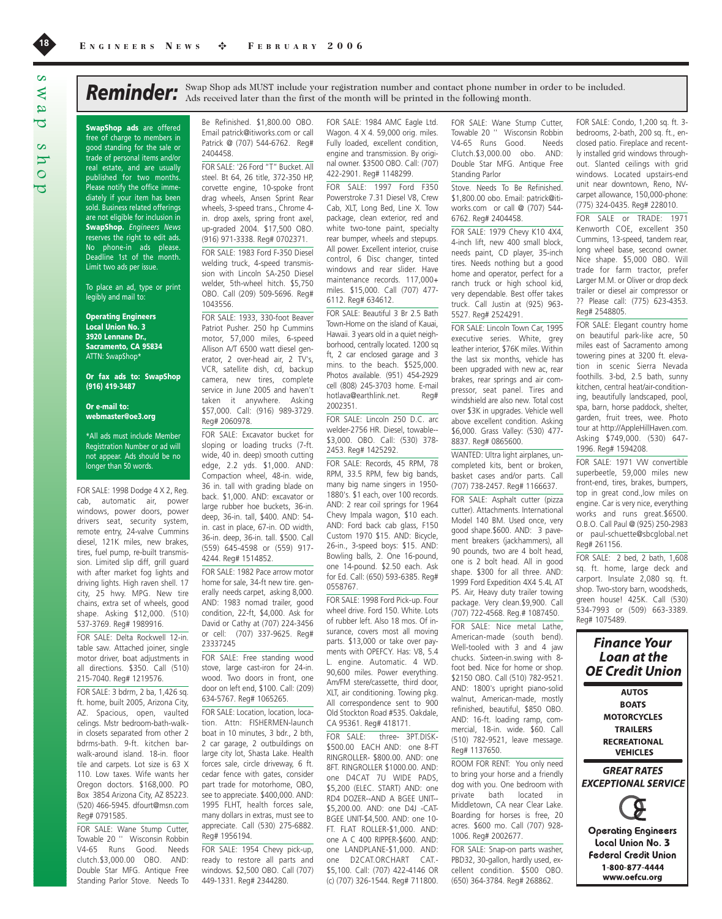# Reminder:

Swap Shop ads MUST include your registration number and contact phone number in order to be included. Ads received later than the first of the month will be printed in the following month.

**SwapShop ads** are offered free of charge to members in good standing for the sale or trade of personal items and/or real estate, and are usually published for two months. Please notify the office immediately if your item has been sold. Business related offerings are not eligible for inclusion in **SwapShop.** *Engineers News* reserves the right to edit ads. No phone-in ads please. Deadline 1st of the month. Limit two ads per issue.

To place an ad, type or print legibly and mail to:

**Operating Engineers Local Union No. 3**
**3920 Lennane Dr.,**
**Sacramento, CA 95834**
ATTN: SwapShop*

**Or fax ads to: SwapShop (916) 419-3487**

**Or e-mail to: webmaster@oe3.org**

*All ads must include Member Registration Number or ad will not appear. Ads should be no longer than 50 words.

FOR SALE: 1998 Dodge 4 X 2, Reg. cab, automatic air, power windows, power doors, power drivers seat, security system, remote entry, 24-valve Cummins diesel, 121K miles, new brakes, tires, fuel pump, re-built transmission. Limited slip diff, grill guard with after market fog lights and driving lights. High raven shell. 17 city, 25 hwy. MPG. New tire chains, extra set of wheels, good shape. Asking $12,000. (510) 537-3769. Reg# 1989916.

FOR SALE: Delta Rockwell 12-in. table saw. Attached joiner, single motor driver, boat adjustments in all directions. $350. Call (510) 215-7040. Reg# 1219576.

FOR SALE: 3 bdrm, 2 ba, 1,426 sq. ft. home, built 2005, Arizona City, AZ. Spacious, open, vaulted celings. Mstr bedroom-bath-walk-in closets separated from other 2 bdrms-bath. 9-ft. kitchen bar-walk-around island. 18-in. floor tile and carpets. Lot size is 63 X 110. Low taxes. Wife wants her Oregon doctors. $168,000. PO Box 3854 Arizona City, AZ 85223. (520) 466-5945. dfourt@msn.com Reg# 0791585.

FOR SALE: Wane Stump Cutter, Towable 20 '' Wisconsin Robbin V4-65 Runs Good. Needs clutch.$3,000.00 OBO. AND: Double Star MFG. Antique Free Standing Parlor Stove. Needs To Be Refinished. $1,800.00 OBO. Email patrick@itiworks.com or call Patrick @ (707) 544-6762. Reg# 2404458.

FOR SALE: '26 Ford "T" Bucket. All steel. Bt 64, 26 title, 372-350 HP, corvette engine, 10-spoke front drag wheels, Ansen Sprint Rear wheels, 3-speed trans., Chrome 4-in. drop axels, spring front axel, up-graded 2004. $17,500 OBO. (916) 971-3338. Reg# 0702371.

FOR SALE: 1983 Ford F-350 Diesel welding truck, 4-speed transmission with Lincoln SA-250 Diesel welder, 5th-wheel hitch. $5,750 OBO. Call (209) 509-5696. Reg# 1043556.

FOR SALE: 1933, 330-foot Beaver Patriot Pusher. 250 hp Cummins motor, 57,000 miles, 6-speed Allison A/T 6500 watt diesel generator, 2 over-head air, 2 TV's, VCR, satellite dish, cd, backup camera, new tires, complete service in June 2005 and haven't taken it anywhere. Asking $57,000. Call: (916) 989-3729. Reg# 2060978.

FOR SALE: Excavator bucket for sloping or loading trucks (7-ft. wide, 40 in. deep) smooth cutting edge, 2.2 yds. $1,000. AND: Compaction wheel, 48-in. wide, 36 in. tall with grading blade on back. $1,000. AND: excavator or large rubber hoe buckets, 36-in. deep, 36-in. tall, $400. AND: 54-in. cast in place, 67-in. OD width, 36-in. deep, 36-in. tall. $500. Call (559) 645-4598 or (559) 917-4244. Reg# 1514852.

FOR SALE: 1982 Pace arrow motor home for sale, 34-ft new tire. generally needs carpet, asking 8,000. AND: 1983 nomad trailer, good condition, 22-ft, $4,000. Ask for David or Cathy at (707) 224-3456 or cell: (707) 337-9625. Reg# 23337245

FOR SALE: Free standing wood stove, large cast-iron for 24-in. wood. Two doors in front, one door on left end, $100. Call: (209) 634-5767. Reg# 1065265.

FOR SALE: Location, location, location. Attn: FISHERMEN-launch boat in 10 minutes, 3 bdr., 2 bth, 2 car garage, 2 outbuildings on large city lot, Shasta Lake. Health forces sale, circle driveway, 6 ft. cedar fence with gates, consider part trade for motorhome, OBO, see to appreciate. $400,000. AND: 1995 FLHT, health forces sale, many dollars in extras, must see to appreciate. Call (530) 275-6882. Reg# 1956194.

FOR SALE: 1954 Chevy pick-up, ready to restore all parts and windows. $2,500 OBO. Call (707) 449-1331. Reg# 2344280.

FOR SALE: 1984 AMC Eagle Ltd. Wagon. 4 X 4. 59,000 orig. miles. Fully loaded, excellent condition, engine and transmission. By original owner. $3500 OBO. Call: (707) 422-2901. Reg# 1148299.

FOR SALE: 1997 Ford F350 Powerstroke 7.31 Diesel V8, Crew Cab, XLT, Long Bed, Line X. Tow package, clean exterior, red and white two-tone paint, specialty rear bumper, wheels and stepups. All power. Excellent interior, cruise control, 6 Disc changer, tinted windows and rear slider. Have maintenance records. 117,000+ miles. $15,000. Call (707) 477-6112. Reg# 634612.

FOR SALE: Beautiful 3 Br 2.5 Bath Town-Home on the island of Kauai, Hawaii. 3 years old in a quiet neighborhood, centrally located. 1200 sq ft, 2 car enclosed garage and 3 mins. to the beach. $525,000. Photos available. (951) 454-2929 cell (808) 245-3703 home. E-mail hotlava@earthlink.net. Reg# 2002351.

FOR SALE: Lincoln 250 D.C. arc welder-2756 HR. Diesel, towable--$3,000. OBO. Call: (530) 378-2453. Reg# 1425292.

FOR SALE: Records, 45 RPM, 78 RPM, 33.5 RPM, few big bands, many big name singers in 1950-1880's. $1 each, over 100 records. AND: 2 rear coil springs for 1964 Chevy Impala wagon, $10 each. AND: Ford back cab glass, F150 Custom 1970 $15. AND: Bicycle, 26-in., 3-speed boys: $15. AND: Bowling balls, 2. One 16-pound, one 14-pound. $2.50 each. Ask for Ed. Call: (650) 593-6385. Reg# 0558767.

FOR SALE: 1998 Ford Pick-up. Four wheel drive. Ford 150. White. Lots of rubber left. Also 18 mos. Of insurance, covers most all moving parts. $13,000 or take over payments with OPEFCY. Has: V8, 5.4 L. engine. Automatic. 4 WD. 90,600 miles. Power everything. Am/FM stere/cassette, third door, XLT, air conditioning. Towing pkg. All correspondence sent to 900 Old Stockton Road #535. Oakdale, CA 95361. Reg# 418171.

FOR SALE: three- 3PT.DISK-$500.00 EACH AND: one 8-FT RINGROLLER- $800.00. AND: one 8FT. RINGROLLER $1000.00. AND: one D4CAT 7U WIDE PADS, $5,200 (ELEC. START) AND: one RD4 DOZER--AND A BGEE UNIT--$5,200.00. AND: one D4J -CAT-BGEE UNIT-$4,500. AND: one 10-FT. FLAT ROLLER-$1,000. AND: one A C 400 RIPPER-$600. AND: one LANDPLANE-$1,000. AND: one D2CAT.ORCHART CAT.-$5,100. Call: (707) 422-4146 OR (c) (707) 326-1544. Reg# 711800.

FOR SALE: Wane Stump Cutter, Towable 20 '' Wisconsin Robbin V4-65 Runs Good. Needs Clutch.$3,000.00 obo. AND: Double Star MFG. Antique Free Standing Parlor Stove. Needs To Be Refinished. $1,800.00 obo. Email: patrick@itiworks.com or call @ (707) 544-6762. Reg# 2404458.

FOR SALE: 1979 Chevy K10 4X4, 4-inch lift, new 400 small block, needs paint, CD player, 35-inch tires. Needs nothing but a good home and operator, perfect for a ranch truck or high school kid, very dependable. Best offer takes truck. Call Justin at (925) 963-5527. Reg# 2524291.

FOR SALE: Lincoln Town Car, 1995 executive series. White, grey leather interior, $76K miles. Within the last six months, vehicle has been upgraded with new ac, rear brakes, rear springs and air compressor, seat panel. Tires and windshield are also new. Total cost over $3K in upgrades. Vehicle well above excellent condition. Asking $6,000. Grass Valley: (530) 477-8837. Reg# 0865600.

WANTED: Ultra light airplanes, uncompleted kits, bent or broken, basket cases and/or parts. Call (707) 738-2457. Reg# 1166637.

FOR SALE: Asphalt cutter (pizza cutter). Attachments. International Model 140 BM. Used once, very good shape.$600. AND: 3 pavement breakers (jackhammers), all 90 pounds, two are 4 bolt head, one is 2 bolt head. All in good shape. $300 for all three. AND: 1999 Ford Expedition 4X4 5.4L AT PS. Air, Heavy duty trailer towing package. Very clean.$9,900. Call (707) 722-4568. Reg.# 1087450.

FOR SALE: Nice metal Lathe, American-made (south bend). Well-tooled with 3 and 4 jaw chucks. Sixteen-in.swing with 8-foot bed. Nice for home or shop. $2150 OBO. Call (510) 782-9521. AND: 1800's upright piano-solid walnut, American-made, mostly refinished, beautiful, $850 OBO. AND: 16-ft. loading ramp, commercial, 18-in. wide. $60. Call (510) 782-9521, leave message. Reg# 1137650.

ROOM FOR RENT: You only need to bring your horse and a friendly dog with you. One bedroom with private bath located in Middletown, CA near Clear Lake. Boarding for horses is free, 20 acres. $600 mo. Call (707) 928-1006. Reg# 2002677.

FOR SALE: Snap-on parts washer, PBD32, 30-gallon, hardly used, excellent condition. $500 OBO. (650) 364-3784. Reg# 268862.

FOR SALE: Condo, 1,200 sq. ft. 3-bedrooms, 2-bath, 200 sq. ft., enclosed patio. Fireplace and recently installed grid windows throughout. Slanted ceilings with grid windows. Located upstairs-end unit near downtown, Reno, NV-carpet allowance, 150,000-phone: (775) 324-0435. Reg# 228010.

FOR SALE or TRADE: 1971 Kenworth COE, excellent 350 Cummins, 13-speed, tandem rear, long wheel base, second owner. Nice shape. $5,000 OBO. Will trade for farm tractor, prefer Larger M.M. or Oliver or drop deck trailer or diesel air compressor or ?? Please call: (775) 623-4353. Reg# 2548805.

FOR SALE: Elegant country home on beautiful park-like acre, 50 miles east of Sacramento among towering pines at 3200 ft. elevation in scenic Sierra Nevada foothills. 3-bd, 2.5 bath, sunny kitchen, central heat/air-conditioning, beautifully landscaped, pool, spa, barn, horse paddock, shelter, garden, fruit trees, wee. Photo tour at http://AppleHillHaven.com. Asking $749,000. (530) 647-1996. Reg# 1594208.

FOR SALE: 1971 VW convertible superbeetle, 59,000 miles new front-end, tires, brakes, bumpers, top in great cond.,low miles on engine. Car is very nice, everything works and runs great.$6500. O.B.O. Call Paul @ (925) 250-2983 or paul-schuette@sbcglobal.net Reg# 261156.

FOR SALE: 2 bed, 2 bath, 1,608 sq. ft. home, large deck and carport. Insulate 2,080 sq. ft. shop. Two-story barn, woodsheds, green house! 425K. Call (530) 534-7993 or (509) 663-3389. Reg# 1075489.

## Finance Your Loan at the OE Credit Union

**AUTOS**
**BOATS**
**MOTORCYCLES**
**TRAILERS**
**RECREATIONAL VEHICLES**

***GREAT RATES***
***EXCEPTIONAL SERVICE***

**Operating Engineers Local Union No. 3 Federal Credit Union**
**1-800-877-4444**
**www.oefcu.org**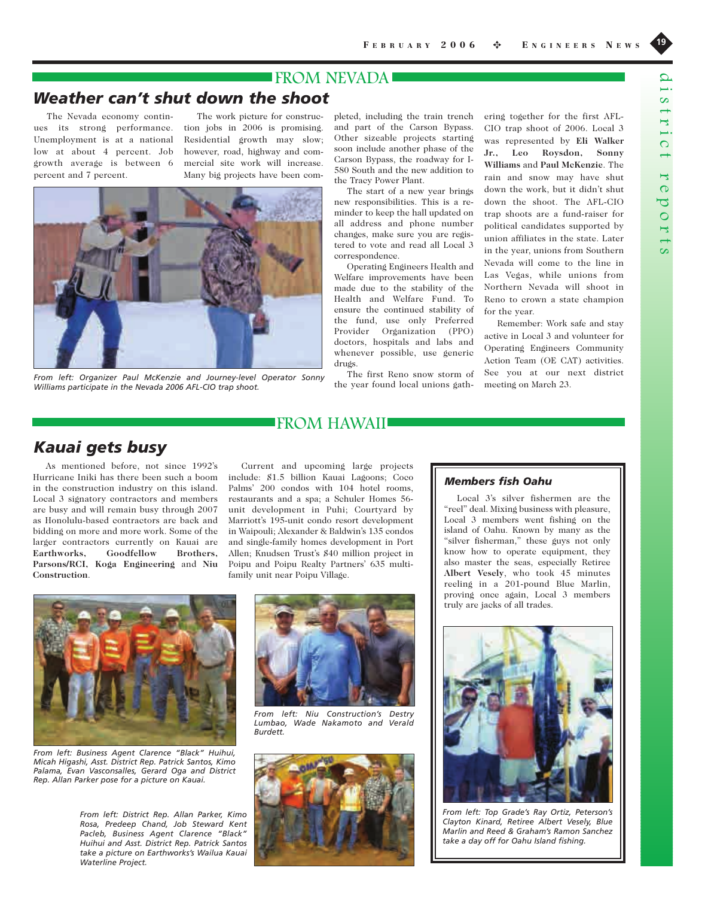## FROM NEVADA

# Weather can't shut down the shoot

The Nevada economy continues its strong performance. Unemployment is at a national low at about 4 percent. Job growth average is between 6 percent and 7 percent.

The work picture for construction jobs in 2006 is promising. Residential growth may slow; however, road, highway and commercial site work will increase. Many big projects have been completed, including the train trench and part of the Carson Bypass. Other sizeable projects starting soon include another phase of the Carson Bypass, the roadway for I-580 South and the new addition to the Tracy Power Plant.

The start of a new year brings new responsibilities. This is a reminder to keep the hall updated on all address and phone number changes, make sure you are registered to vote and read all Local 3 correspondence.

Operating Engineers Health and Welfare improvements have been made due to the stability of the Health and Welfare Fund. To ensure the continued stability of the fund, use only Preferred Provider Organization (PPO) doctors, hospitals and labs and whenever possible, use generic drugs.

The first Reno snow storm of the year found local unions gathering together for the first AFL-CIO trap shoot of 2006. Local 3 was represented by **Eli Walker Jr., Leo Roysdon, Sonny Williams** and **Paul McKenzie**. The rain and snow may have shut down the work, but it didn't shut down the shoot. The AFL-CIO trap shoots are a fund-raiser for political candidates supported by union affiliates in the state. Later in the year, unions from Southern Nevada will come to the line in Las Vegas, while unions from Northern Nevada will shoot in Reno to crown a state champion for the year.

Remember: Work safe and stay active in Local 3 and volunteer for Operating Engineers Community Action Team (OE CAT) activities. See you at our next district meeting on March 23.

*From left: Organizer Paul McKenzie and Journey-level Operator Sonny Williams participate in the Nevada 2006 AFL-CIO trap shoot.*

## FROM HAWAII

# Kauai gets busy

As mentioned before, not since 1992's Hurricane Iniki has there been such a boom in the construction industry on this island. Local 3 signatory contractors and members are busy and will remain busy through 2007 as Honolulu-based contractors are back and bidding on more and more work. Some of the larger contractors currently on Kauai are **Earthworks, Goodfellow Brothers, Parsons/RCI, Koga Engineering** and **Niu Construction**.

Current and upcoming large projects include: $1.5 billion Kauai Lagoons; Coco Palms' 200 condos with 104 hotel rooms, restaurants and a spa; a Schuler Homes 56-unit development in Puhi; Courtyard by Marriott's 195-unit condo resort development in Waipouli; Alexander & Baldwin's 135 condos and single-family homes development in Port Allen; Knudsen Trust's $40 million project in Poipu and Poipu Realty Partners' 635 multi-family unit near Poipu Village.

*From left: Business Agent Clarence "Black" Huihui, Micah Higashi, Asst. District Rep. Patrick Santos, Kimo Palama, Evan Vasconsalles, Gerard Oga and District Rep. Allan Parker pose for a picture on Kauai.*

*From left: Niu Construction's Destry Lumbao, Wade Nakamoto and Verald Burdett.*

*From left: District Rep. Allan Parker, Kimo Rosa, Predeep Chand, Job Steward Kent Pacleb, Business Agent Clarence "Black" Huihui and Asst. District Rep. Patrick Santos take a picture on Earthworks's Wailua Kauai Waterline Project.*

### Members fish Oahu

Local 3's silver fishermen are the "reel" deal. Mixing business with pleasure, Local 3 members went fishing on the island of Oahu. Known by many as the "silver fisherman," these guys not only know how to operate equipment, they also master the seas, especially Retiree **Albert Vesely**, who took 45 minutes reeling in a 201-pound Blue Marlin, proving once again, Local 3 members truly are jacks of all trades.

*From left: Top Grade's Ray Ortiz, Peterson's Clayton Kinard, Retiree Albert Vesely, Blue Marlin and Reed & Graham's Ramon Sanchez take a day off for Oahu Island fishing.*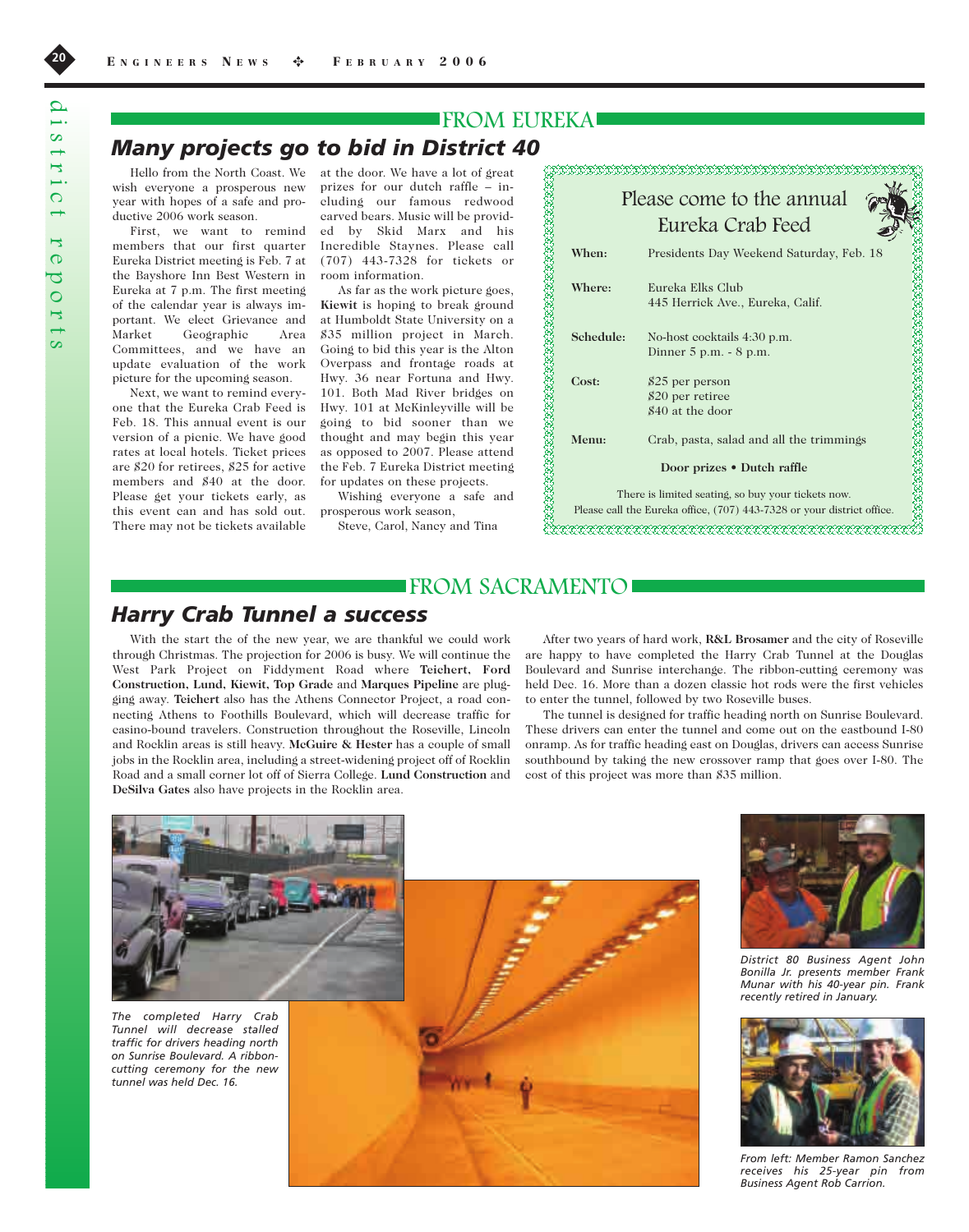## FROM EUREKA

# Many projects go to bid in District 40

Hello from the North Coast. We wish everyone a prosperous new year with hopes of a safe and productive 2006 work season.

First, we want to remind members that our first quarter Eureka District meeting is Feb. 7 at the Bayshore Inn Best Western in Eureka at 7 p.m. The first meeting of the calendar year is always important. We elect Grievance and Market Geographic Area Committees, and we have an update evaluation of the work picture for the upcoming season.

Next, we want to remind everyone that the Eureka Crab Feed is Feb. 18. This annual event is our version of a picnic. We have good rates at local hotels. Ticket prices are $20 for retirees, $25 for active members and $40 at the door. Please get your tickets early, as this event can and has sold out. There may not be tickets available at the door. We have a lot of great prizes for our dutch raffle – including our famous redwood carved bears. Music will be provided by Skid Marx and his Incredible Staynes. Please call (707) 443-7328 for tickets or room information.

As far as the work picture goes, **Kiewit** is hoping to break ground at Humboldt State University on a $35 million project in March. Going to bid this year is the Alton Overpass and frontage roads at Hwy. 36 near Fortuna and Hwy. 101. Both Mad River bridges on Hwy. 101 at McKinleyville will be going to bid sooner than we thought and may begin this year as opposed to 2007. Please attend the Feb. 7 Eureka District meeting for updates on these projects.

Wishing everyone a safe and prosperous work season,

Steve, Carol, Nancy and Tina

### Please come to the annual Eureka Crab Feed

| | |
|---|---|
| **When:** | Presidents Day Weekend Saturday, Feb. 18 |
| **Where:** | Eureka Elks Club<br>445 Herrick Ave., Eureka, Calif. |
| **Schedule:** | No-host cocktails 4:30 p.m.<br>Dinner 5 p.m. - 8 p.m. |
| **Cost:** | $25 per person<br>$20 per retiree<br>$40 at the door |
| **Menu:** | Crab, pasta, salad and all the trimmings |

**Door prizes • Dutch raffle**

There is limited seating, so buy your tickets now.
Please call the Eureka office, (707) 443-7328 or your district office.

## FROM SACRAMENTO

# Harry Crab Tunnel a success

With the start the of the new year, we are thankful we could work through Christmas. The projection for 2006 is busy. We will continue the West Park Project on Fiddyment Road where **Teichert, Ford Construction, Lund, Kiewit, Top Grade** and **Marques Pipeline** are plugging away. **Teichert** also has the Athens Connector Project, a road connecting Athens to Foothills Boulevard, which will decrease traffic for casino-bound travelers. Construction throughout the Roseville, Lincoln and Rocklin areas is still heavy. **McGuire & Hester** has a couple of small jobs in the Rocklin area, including a street-widening project off of Rocklin Road and a small corner lot off of Sierra College. **Lund Construction** and **DeSilva Gates** also have projects in the Rocklin area.

After two years of hard work, **R&L Brosamer** and the city of Roseville are happy to have completed the Harry Crab Tunnel at the Douglas Boulevard and Sunrise interchange. The ribbon-cutting ceremony was held Dec. 16. More than a dozen classic hot rods were the first vehicles to enter the tunnel, followed by two Roseville buses.

The tunnel is designed for traffic heading north on Sunrise Boulevard. These drivers can enter the tunnel and come out on the eastbound I-80 onramp. As for traffic heading east on Douglas, drivers can access Sunrise southbound by taking the new crossover ramp that goes over I-80. The cost of this project was more than $35 million.

*The completed Harry Crab Tunnel will decrease stalled traffic for drivers heading north on Sunrise Boulevard. A ribbon-cutting ceremony for the new tunnel was held Dec. 16.*

*District 80 Business Agent John Bonilla Jr. presents member Frank Munar with his 40-year pin. Frank recently retired in January.*

*From left: Member Ramon Sanchez receives his 25-year pin from Business Agent Rob Carrion.*